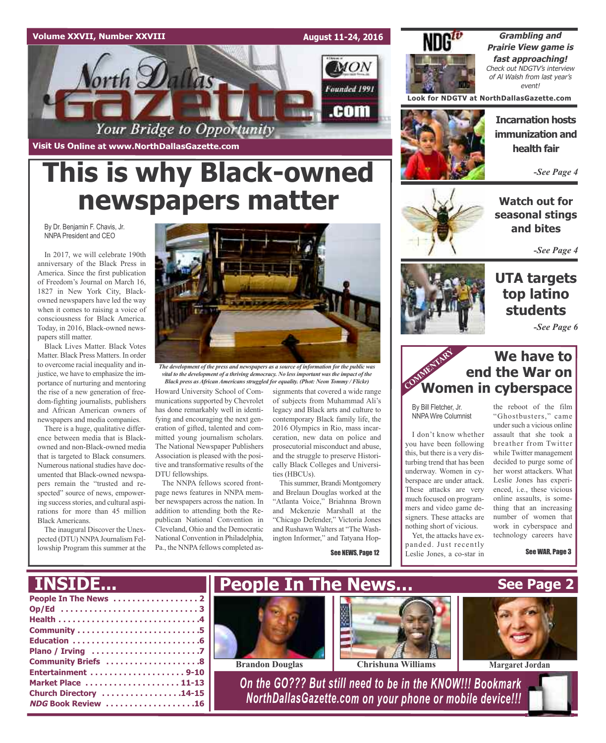Volume XXVII, Number XXVIII — August 11-24, 2016

# North Dallas Gazette

Your Bridge to Opportunity

Founded 1991

Visit Us Online at www.NorthDallasGazette.com

# This is why Black-owned newspapers matter

By Dr. Benjamin F. Chavis, Jr.
NNPA President and CEO

In 2017, we will celebrate 190th anniversary of the Black Press in America. Since the first publication of Freedom's Journal on March 16, 1827 in New York City, Black-owned newspapers have led the way when it comes to raising a voice of consciousness for Black America. Today, in 2016, Black-owned newspapers still matter.

Black Lives Matter. Black Votes Matter. Black Press Matters. In order to overcome racial inequality and injustice, we have to emphasize the importance of nurturing and mentoring the rise of a new generation of freedom-fighting journalists, publishers and African American owners of newspapers and media companies.

There is a huge, qualitative difference between media that is Black-owned and non-Black-owned media that is targeted to Black consumers. Numerous national studies have documented that Black-owned newspapers remain the "trusted and respected" source of news, empowering success stories, and cultural aspirations for more than 45 million Black Americans.

The inaugural Discover the Unexpected (DTU) NNPA Journalism Fellowship Program this summer at the Howard University School of Communications supported by Chevrolet has done remarkably well in identifying and encouraging the next generation of gifted, talented and committed young journalism scholars. The National Newspaper Publishers Association is pleased with the positive and transformative results of the DTU fellowships.

*The development of the press and newspapers as a source of information for the public was vital to the development of a thriving democracy. No less important was the impact of the Black press as African Americans struggled for equality. (Phot: Neon Tommy / Flickr)*

The NNPA fellows scored front-page news features in NNPA member newspapers across the nation. In addition to attending both the Republican National Convention in Cleveland, Ohio and the Democratic National Convention in Philadelphia, Pa., the NNPA fellows completed assignments that covered a wide range of subjects from Muhammad Ali's legacy and Black arts and culture to contemporary Black family life, the 2016 Olympics in Rio, mass incarceration, new data on police and prosecutorial misconduct and abuse, and the struggle to preserve Historically Black Colleges and Universities (HBCUs).

This summer, Brandi Montgomery and Brelaun Douglas worked at the "Atlanta Voice," Briahnna Brown and Mckenzie Marshall at the "Chicago Defender," Victoria Jones and Rushawn Walters at "The Washington Informer," and Tatyana Hop-

See NEWS, Page 12

---

NDG tv

**Grambling and Prairie View game is fast approaching!**

*Check out NDGTV's interview of Al Walsh from last year's event!*

**Look for NDGTV at NorthDallasGazette.com**

## Incarnation hosts immunization and health fair

*-See Page 4*

## Watch out for seasonal stings and bites

*-See Page 4*

## UTA targets top latino students

*-See Page 6*

---

COMMENTARY

## We have to end the War on Women in cyberspace

By Bill Fletcher, Jr.
NNPA Wire Columnist

I don't know whether you have been following this, but there is a very disturbing trend that has been underway. Women in cyberspace are under attack. These attacks are very much focused on programmers and video game designers. These attacks are nothing short of vicious.

Yet, the attacks have expanded. Just recently Leslie Jones, a co-star in the reboot of the film "Ghostbusters," came under such a vicious online assault that she took a breather from Twitter while Twitter management decided to purge some of her worst attackers. What Leslie Jones has experienced, i.e., these vicious online assaults, is something that an increasing number of women that work in cyberspace and technology careers have

See WAR, Page 3

---

## INSIDE...

- People In The News . . . . . . . . . . . . . . . . . 2
- Op/Ed . . . . . . . . . . . . . . . . . . . . . . . . . . . 3
- Health . . . . . . . . . . . . . . . . . . . . . . . . . . . 4
- Community . . . . . . . . . . . . . . . . . . . . . . . 5
- Education . . . . . . . . . . . . . . . . . . . . . . . . 6
- Plano / Irving . . . . . . . . . . . . . . . . . . . . . 7
- Community Briefs . . . . . . . . . . . . . . . . . 8
- Entertainment . . . . . . . . . . . . . . . . . . . 9-10
- Market Place . . . . . . . . . . . . . . . . . . . 11-13
- Church Directory . . . . . . . . . . . . . . . 14-15
- *NDG* Book Review . . . . . . . . . . . . . . . . 16

## People In The News... See Page 2

Brandon Douglas

Chrishuna Williams

Margaret Jordan

*On the GO??? But still need to be in the KNOW!!! Bookmark NorthDallasGazette.com on your phone or mobile device!!!*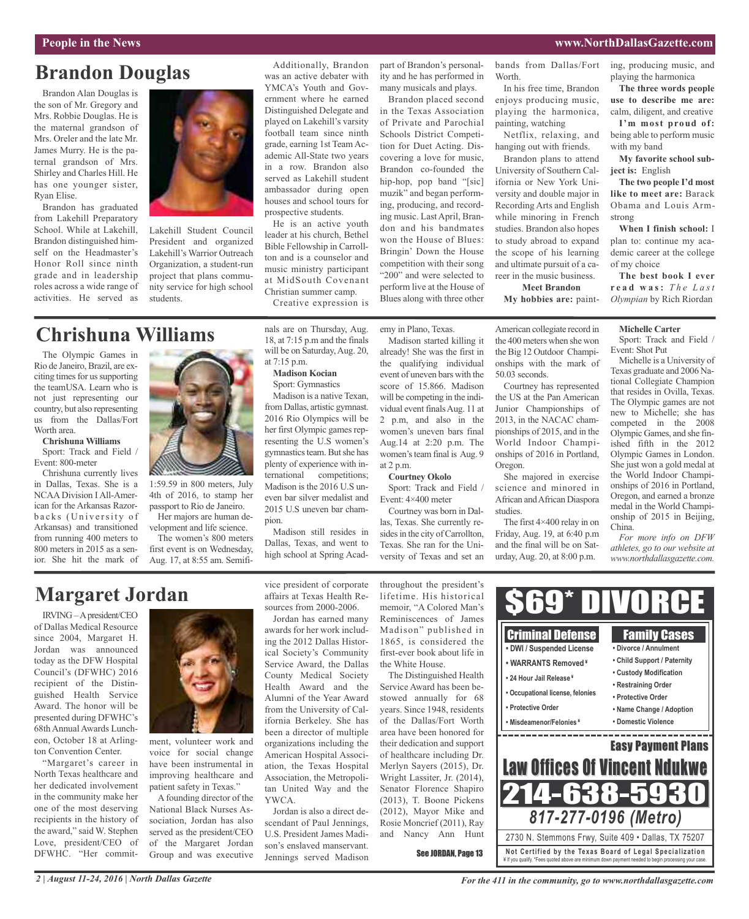# Brandon Douglas

Brandon Alan Douglas is the son of Mr. Gregory and Mrs. Robbie Douglas. He is the maternal grandson of Mrs. Oreler and the late Mr. James Murry. He is the paternal grandson of Mrs. Shirley and Charles Hill. He has one younger sister, Ryan Elise.

Brandon has graduated from Lakehill Preparatory School. While at Lakehill, Brandon distinguished himself on the Headmaster's Honor Roll since ninth grade and in leadership roles across a wide range of activities. He served as Lakehill Student Council President and organized Lakehill's Warrior Outreach Organization, a student-run project that plans community service for high school students.

Additionally, Brandon was an active debater with YMCA's Youth and Government where he earned Distinguished Delegate and played on Lakehill's varsity football team since ninth grade, earning 1st Team Academic All-State two years in a row. Brandon also served as Lakehill student ambassador during open houses and school tours for prospective students.

He is an active youth leader at his church, Bethel Bible Fellowship in Carrollton and is a counselor and music ministry participant at MidSouth Covenant Christian summer camp.

Creative expression is part of Brandon's personality and he has performed in many musicals and plays.

Brandon placed second in the Texas Association of Private and Parochial Schools District Competition for Duet Acting. Discovering a love for music, Brandon co-founded the hip-hop, pop band "[sic] muzik" and began performing, producing, and recording music. Last April, Brandon and his bandmates won the House of Blues: Bringin' Down the House competition with their song "200" and were selected to perform live at the House of Blues along with three other bands from Dallas/Fort Worth.

In his free time, Brandon enjoys producing music, playing the harmonica, painting, watching Netflix, relaxing, and hanging out with friends.

Brandon plans to attend University of Southern California or New York University and double major in Recording Arts and English while minoring in French studies. Brandon also hopes to study abroad to expand the scope of his learning and ultimate pursuit of a career in the music business.

**Meet Brandon**

**My hobbies are:** painting, producing music, and playing the harmonica

**The three words people use to describe me are:** calm, diligent, and creative

**I'm most proud of:** being able to perform music with my band

**My favorite school subject is:** English

**The two people I'd most like to meet are:** Barack Obama and Louis Armstrong

**When I finish school:** I plan to: continue my academic career at the college of my choice

**The best book I ever read was:** *The Last Olympian* by Rich Riordan

# Chrishuna Williams

The Olympic Games in Rio de Janeiro, Brazil, are exciting times for us supporting the teamUSA. Learn who is not just representing our country, but also representing us from the Dallas/Fort Worth area.

**Chrishuna Williams**

Sport: Track and Field / Event: 800-meter

Chrishuna currently lives in Dallas, Texas. She is a NCAA Division I All-American for the Arkansas Razorbacks (University of Arkansas) and transitioned from running 400 meters to 800 meters in 2015 as a senior. She hit the mark of 1:59.59 in 800 meters, July 4th of 2016, to stamp her passport to Rio de Janeiro.

Her majors are human development and life science.

The women's 800 meters first event is on Wednesday, Aug. 17, at 8:55 am. Semifinals are on Thursday, Aug. 18, at 7:15 p.m and the finals will be on Saturday, Aug. 20, at 7:15 p.m.

**Madison Kocian**

Sport: Gymnastics

Madison is a native Texan, from Dallas, artistic gymnast. 2016 Rio Olympics will be her first Olympic games representing the U.S women's gymnastics team. But she has plenty of experience with international competitions; Madison is the 2016 U.S uneven bar silver medalist and 2015 U.S uneven bar champion.

Madison still resides in Dallas, Texas, and went to high school at Spring Academy in Plano, Texas.

Madison started killing it already! She was the first in the qualifying individual event of uneven bars with the score of 15.866. Madison will be competing in the individual event finals Aug. 11 at 2 p.m, and also in the women's uneven bars final Aug.14 at 2:20 p.m. The women's team final is Aug. 9 at 2 p.m.

**Courtney Okolo**

Sport: Track and Field / Event: 4×400 meter

Courtney was born in Dallas, Texas. She currently resides in the city of Carrollton, Texas. She ran for the University of Texas and set an American collegiate record in the 400 meters when she won the Big 12 Outdoor Championships with the mark of 50.03 seconds.

Courtney has represented the US at the Pan American Junior Championships of 2013, in the NACAC championships of 2015, and in the World Indoor Championships of 2016 in Portland, Oregon.

She majored in exercise science and minored in African and African Diaspora studies.

The first 4×400 relay in on Friday, Aug. 19, at 6:40 p.m and the final will be on Saturday, Aug. 20, at 8:00 p.m.

**Michelle Carter**

Sport: Track and Field / Event: Shot Put

Michelle is a University of Texas graduate and 2006 National Collegiate Champion that resides in Ovilla, Texas. The Olympic games are not new to Michelle; she has competed in the 2008 Olympic Games, and she finished fifth in the 2012 Olympic Games in London. She just won a gold medal at the World Indoor Championships of 2016 in Portland, Oregon, and earned a bronze medal in the World Championship of 2015 in Beijing, China.

*For more info on DFW athletes, go to our website at www.northdallasgazette.com.*

# Margaret Jordan

IRVING – A president/CEO of Dallas Medical Resource since 2004, Margaret H. Jordan was announced today as the DFW Hospital Council's (DFWHC) 2016 recipient of the Distinguished Health Service Award. The honor will be presented during DFWHC's 68th Annual Awards Luncheon, October 18 at Arlington Convention Center.

"Margaret's career in North Texas healthcare and her dedicated involvement in the community make her one of the most deserving recipients in the history of the award," said W. Stephen Love, president/CEO of DFWHC. "Her commitment, volunteer work and voice for social change have been instrumental in improving healthcare and patient safety in Texas."

A founding director of the National Black Nurses Association, Jordan has also served as the president/CEO of the Margaret Jordan Group and was executive vice president of corporate affairs at Texas Health Resources from 2000-2006.

Jordan has earned many awards for her work including the 2012 Dallas Historical Society's Community Service Award, the Dallas County Medical Society Health Award and the Alumni of the Year Award from the University of California Berkeley. She has been a director of multiple organizations including the American Hospital Association, the Texas Hospital Association, the Metropolitan United Way and the YWCA.

Jordan is also a direct descendant of Paul Jennings, U.S. President James Madison's enslaved manservant. Jennings served Madison throughout the president's lifetime. His historical memoir, "A Colored Man's Reminiscences of James Madison" published in 1865, is considered the first-ever book about life in the White House.

The Distinguished Health Service Award has been bestowed annually for 68 years. Since 1948, residents of the Dallas/Fort Worth area have been honored for their dedication and support of healthcare including Dr. Merlyn Sayers (2015), Dr. Wright Lassiter, Jr. (2014), Senator Florence Shapiro (2013), T. Boone Pickens (2012), Mayor Mike and Rosie Moncrief (2011), Ray and Nancy Ann Hunt

See JORDAN, Page 13

**$69* DIVORCE**

**Criminal Defense**
- DWI / Suspended License
- WARRANTS Removed ¥
- 24 Hour Jail Release ¥
- Occupational license, felonies
- Protective Order
- Misdeamenor/Felonies ¥

**Family Cases**
- Divorce / Annulment
- Child Support / Paternity
- Custody Modification
- Restraining Order
- Protective Order
- Name Change / Adoption
- Domestic Violence

**Easy Payment Plans**

**Law Offices Of Vincent Ndukwe**

**214-638-5930**

*817-277-0196 (Metro)*

2730 N. Stemmons Frwy, Suite 409 • Dallas, TX 75207

Not Certified by the Texas Board of Legal Specialization
¥ If you qualify. *Fees quoted above are minimum down payment needed to begin processing your case.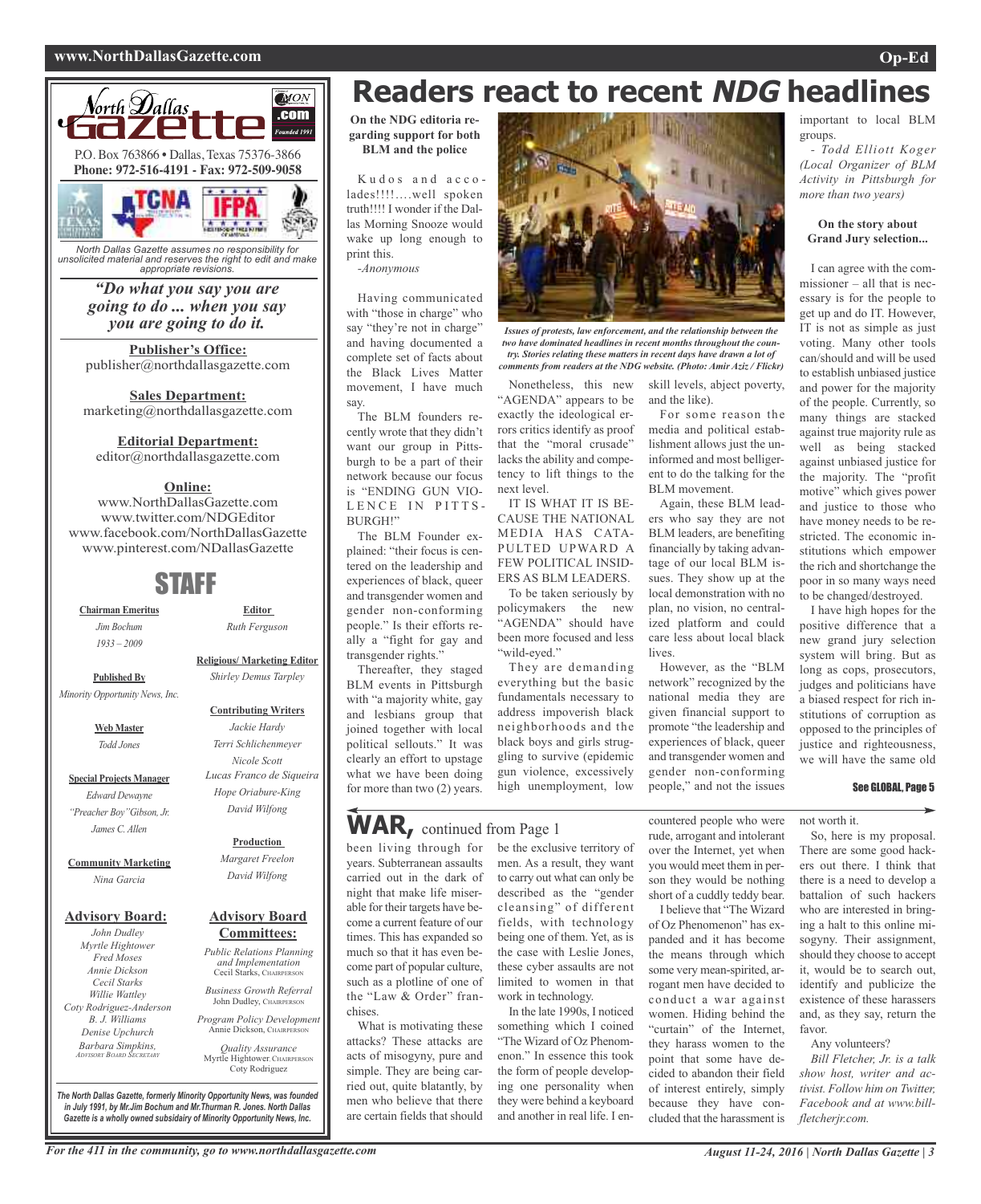North Dallas Gazette

P.O. Box 763866 • Dallas, Texas 75376-3866
**Phone: 972-516-4191 - Fax: 972-509-9058**

*North Dallas Gazette assumes no responsibility for unsolicited material and reserves the right to edit and make appropriate revisions.*

***"Do what you say you are going to do ... when you say you are going to do it.***

**Publisher's Office:**
publisher@northdallasgazette.com

**Sales Department:**
marketing@northdallasgazette.com

**Editorial Department:**
editor@northdallasgazette.com

**Online:**
www.NorthDallasGazette.com
www.twitter.com/NDGEditor
www.facebook.com/NorthDallasGazette
www.pinterest.com/NDallasGazette

## STAFF

**Chairman Emeritus**
*Jim Bochum*
*1933 – 2009*

**Published By**
*Minority Opportunity News, Inc.*

**Web Master**
*Todd Jones*

**Special Projects Manager**
*Edward Dewayne "Preacher Boy" Gibson, Jr.*
*James C. Allen*

**Community Marketing**
*Nina Garcia*

**Advisory Board:**
*John Dudley*
*Myrtle Hightower*
*Fred Moses*
*Annie Dickson*
*Cecil Starks*
*Willie Wattley*
*Coty Rodriguez-Anderson*
*B. J. Williams*
*Denise Upchurch*
*Barbara Simpkins, Advisory Board Secretary*

**Editor**
*Ruth Ferguson*

**Religious/ Marketing Editor**
*Shirley Demus Tarpley*

**Contributing Writers**
*Jackie Hardy*
*Terri Schlichenmeyer*
*Nicole Scott*
*Lucas Franco de Siqueira*
*Hope Oriabure-King*
*David Wilfong*

**Production**
*Margaret Freelon*
*David Wilfong*

**Advisory Board Committees:**
*Public Relations Planning and Implementation*
Cecil Starks, Chairperson

*Business Growth Referral*
John Dudley, Chairperson

*Program Policy Development*
Annie Dickson, Chairperson

*Quality Assurance*
Myrtle Hightower, Chairperson
Coty Rodriguez

*The North Dallas Gazette, formerly Minority Opportunity News, was founded in July 1991, by Mr.Jim Bochum and Mr.Thurman R. Jones. North Dallas Gazette is a wholly owned subsidairy of Minority Opportunity News, Inc.*

# Readers react to recent *NDG* headlines

**On the NDG editoria regarding support for both BLM and the police**

Kudos and accolades!!!!....well spoken truth!!!! I wonder if the Dallas Morning Snooze would wake up long enough to print this.

*-Anonymous*

Having communicated with "those in charge" who say "they're not in charge" and having documented a complete set of facts about the Black Lives Matter movement, I have much say.

The BLM founders recently wrote that they didn't want our group in Pittsburgh to be a part of their network because our focus is "ENDING GUN VIOLENCE IN PITTSBURGH!"

The BLM Founder explained: "their focus is centered on the leadership and experiences of black, queer and transgender women and gender non-conforming people." Is their efforts really a "fight for gay and transgender rights."

Thereafter, they staged BLM events in Pittsburgh with "a majority white, gay and lesbians group that joined together with local political sellouts." It was clearly an effort to upstage what we have been doing for more than two (2) years.

*Issues of protests, law enforcement, and the relationship between the two have dominated headlines in recent months throughout the country. Stories relating these matters in recent days have drawn a lot of comments from readers at the NDG website. (Photo: Amir Aziz / Flickr)*

Nonetheless, this new "AGENDA" appears to be exactly the ideological errors critics identify as proof that the "moral crusade" lacks the ability and competency to lift things to the next level.

IT IS WHAT IT IS BECAUSE THE NATIONAL MEDIA HAS CATAPULTED UPWARD A FEW POLITICAL INSIDERS AS BLM LEADERS.

To be taken seriously by policymakers the new "AGENDA" should have been more focused and less "wild-eyed."

They are demanding everything but the basic fundamentals necessary to address impoverish black neighborhoods and the black boys and girls struggling to survive (epidemic gun violence, excessively high unemployment, low skill levels, abject poverty, and the like).

For some reason the media and political establishment allows just the uninformed and most belligerent to do the talking for the BLM movement.

Again, these BLM leaders who say they are not BLM leaders, are benefiting financially by taking advantage of our local BLM issues. They show up at the local demonstration with no plan, no vision, no centralized platform and could care less about local black lives.

However, as the "BLM network" recognized by the national media they are given financial support to promote "the leadership and experiences of black, queer and transgender women and gender non-conforming people," and not the issues important to local BLM groups.

*- Todd Elliott Koger (Local Organizer of BLM Activity in Pittsburgh for more than two years)*

**On the story about Grand Jury selection...**

I can agree with the commissioner – all that is necessary is for the people to get up and do IT. However, IT is not as simple as just voting. Many other tools can/should and will be used to establish unbiased justice and power for the majority of the people. Currently, so many things are stacked against true majority rule as well as being stacked against unbiased justice for the majority. The "profit motive" which gives power and justice to those who have money needs to be restricted. The economic institutions which empower the rich and shortchange the poor in so many ways need to be changed/destroyed.

I have high hopes for the positive difference that a new grand jury selection system will bring. But as long as cops, prosecutors, judges and politicians have a biased respect for rich institutions of corruption as opposed to the principles of justice and righteousness, we will have the same old

See GLOBAL, Page 5

## WAR, continued from Page 1

been living through for years. Subterranean assaults carried out in the dark of night that make life miserable for their targets have become a current feature of our times. This has expanded so much so that it has even become part of popular culture, such as a plotline of one of the "Law & Order" franchises.

What is motivating these attacks? These attacks are acts of misogyny, pure and simple. They are being carried out, quite blatantly, by men who believe that there are certain fields that should be the exclusive territory of men. As a result, they want to carry out what can only be described as the "gender cleansing" of different fields, with technology being one of them. Yet, as is the case with Leslie Jones, these cyber assaults are not limited to women in that work in technology.

In the late 1990s, I noticed something which I coined "The Wizard of Oz Phenomenon." In essence this took the form of people developing one personality when they were behind a keyboard and another in real life. I encountered people who were rude, arrogant and intolerant over the Internet, yet when you would meet them in person they would be nothing short of a cuddly teddy bear.

I believe that "The Wizard of Oz Phenomenon" has expanded and it has become the means through which some very mean-spirited, arrogant men have decided to conduct a war against women. Hiding behind the "curtain" of the Internet, they harass women to the point that some have decided to abandon their field of interest entirely, simply because they have concluded that the harassment is not worth it.

So, here is my proposal. There are some good hackers out there. I think that there is a need to develop a battalion of such hackers who are interested in bringing a halt to this online misogyny. Their assignment, should they choose to accept it, would be to search out, identify and publicize the existence of these harassers and, as they say, return the favor.

Any volunteers?

*Bill Fletcher, Jr. is a talk show host, writer and activist. Follow him on Twitter, Facebook and at www.billfletcherjr.com.*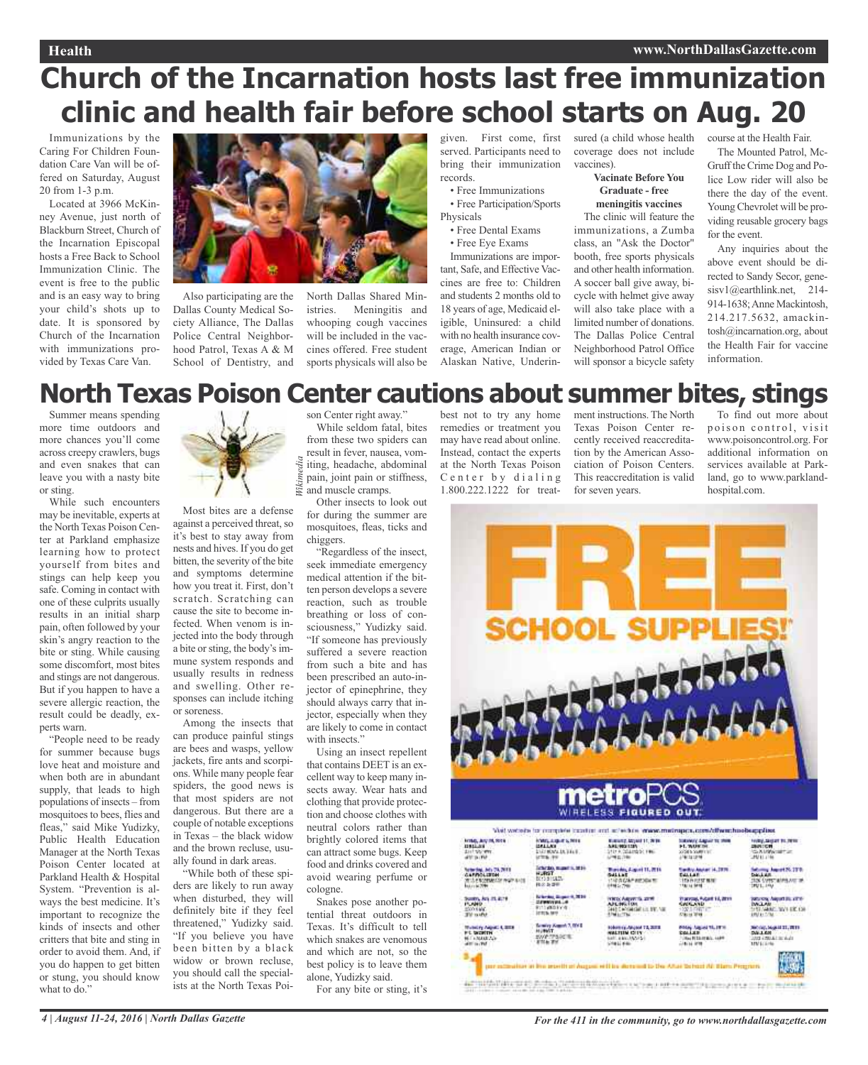# Church of the Incarnation hosts last free immunization clinic and health fair before school starts on Aug. 20

Immunizations by the Caring For Children Foundation Care Van will be offered on Saturday, August 20 from 1-3 p.m.

Located at 3966 McKinney Avenue, just north of Blackburn Street, Church of the Incarnation Episcopal hosts a Free Back to School Immunization Clinic. The event is free to the public and is an easy way to bring your child's shots up to date. It is sponsored by Church of the Incarnation with immunizations provided by Texas Care Van.

Also participating are the Dallas County Medical Society Alliance, The Dallas Police Central Neighborhood Patrol, Texas A & M School of Dentistry, and North Dallas Shared Ministries. Meningitis and whooping cough vaccines will be included in the vaccines offered. Free student sports physicals will also be given. First come, first served. Participants need to bring their immunization records.

- Free Immunizations
- Free Participation/Sports Physicals
- Free Dental Exams
- Free Eye Exams

Immunizations are important, Safe, and Effective Vaccines are free to: Children and students 2 months old to 18 years of age, Medicaid eligible, Uninsured: a child with no health insurance coverage, American Indian or Alaskan Native, Underinsured (a child whose health coverage does not include vaccines).

**Vaccinate Before You Graduate - free meningitis vaccines**

The clinic will feature the immunizations, a Zumba class, an "Ask the Doctor" booth, free sports physicals and other health information. A soccer ball give away, bicycle with helmet give away will also take place with a limited number of donations. The Dallas Police Central Neighborhood Patrol Office will sponsor a bicycle safety course at the Health Fair.

The Mounted Patrol, McGruff the Crime Dog and Police Low rider will also be there the day of the event. Young Chevrolet will be providing reusable grocery bags for the event.

Any inquiries about the above event should be directed to Sandy Secor, genesisv1@earthlink.net, 214-914-1638; Anne Mackintosh, 214.217.5632, amackintosh@incarnation.org, about the Health Fair for vaccine information.

# North Texas Poison Center cautions about summer bites, stings

Summer means spending more time outdoors and more chances you'll come across creepy crawlers, bugs and even snakes that can leave you with a nasty bite or sting.

While such encounters may be inevitable, experts at the North Texas Poison Center at Parkland emphasize learning how to protect yourself from bites and stings can help keep you safe. Coming in contact with one of these culprits usually results in an initial sharp pain, often followed by your skin's angry reaction to the bite or sting. While causing some discomfort, most bites and stings are not dangerous. But if you happen to have a severe allergic reaction, the result could be deadly, experts warn.

"People need to be ready for summer because bugs love heat and moisture and when both are in abundant supply, that leads to high populations of insects – from mosquitoes to bees, flies and fleas," said Mike Yudizky, Public Health Education Manager at the North Texas Poison Center located at Parkland Health & Hospital System. "Prevention is always the best medicine. It's important to recognize the kinds of insects and other critters that bite and sting in order to avoid them. And, if you do happen to get bitten or stung, you should know what to do."

*Wikimedia*

Most bites are a defense against a perceived threat, so it's best to stay away from nests and hives. If you do get bitten, the severity of the bite and symptoms determine how you treat it. First, don't scratch. Scratching can cause the site to become infected. When venom is injected into the body through a bite or sting, the body's immune system responds and usually results in redness and swelling. Other responses can include itching or soreness.

Among the insects that can produce painful stings are bees and wasps, yellow jackets, fire ants and scorpions. While many people fear spiders, the good news is that most spiders are not dangerous. But there are a couple of notable exceptions in Texas – the black widow and the brown recluse, usually found in dark areas.

"While both of these spiders are likely to run away when disturbed, they will definitely bite if they feel threatened," Yudizky said. "If you believe you have been bitten by a black widow or brown recluse, you should call the specialists at the North Texas Poison Center right away."

While seldom fatal, bites from these two spiders can result in fever, nausea, vomiting, headache, abdominal pain, joint pain or stiffness, and muscle cramps.

Other insects to look out for during the summer are mosquitoes, fleas, ticks and chiggers.

"Regardless of the insect, seek immediate emergency medical attention if the bitten person develops a severe reaction, such as trouble breathing or loss of consciousness," Yudizky said. "If someone has previously suffered a severe reaction from such a bite and has been prescribed an auto-injector of epinephrine, they should always carry that injector, especially when they are likely to come in contact with insects."

Using an insect repellent that contains DEET is an excellent way to keep many insects away. Wear hats and clothing that provide protection and choose clothes with neutral colors rather than brightly colored items that can attract some bugs. Keep food and drinks covered and avoid wearing perfume or cologne.

Snakes pose another potential threat outdoors in Texas. It's difficult to tell which snakes are venomous and which are not, so the best policy is to leave them alone, Yudizky said.

For any bite or sting, it's best not to try any home remedies or treatment you may have read about online. Instead, contact the experts at the North Texas Poison Center by dialing 1.800.222.1222 for treatment instructions. The North Texas Poison Center recently received reaccreditation by the American Association of Poison Centers. This reaccreditation is valid for seven years.

To find out more about poison control, visit www.poisoncontrol.org. For additional information on services available at Parkland, go to www.parklandhospital.com.

**FREE SCHOOL SUPPLIES!**

**metroPCS** WIRELESS FIGURED OUT.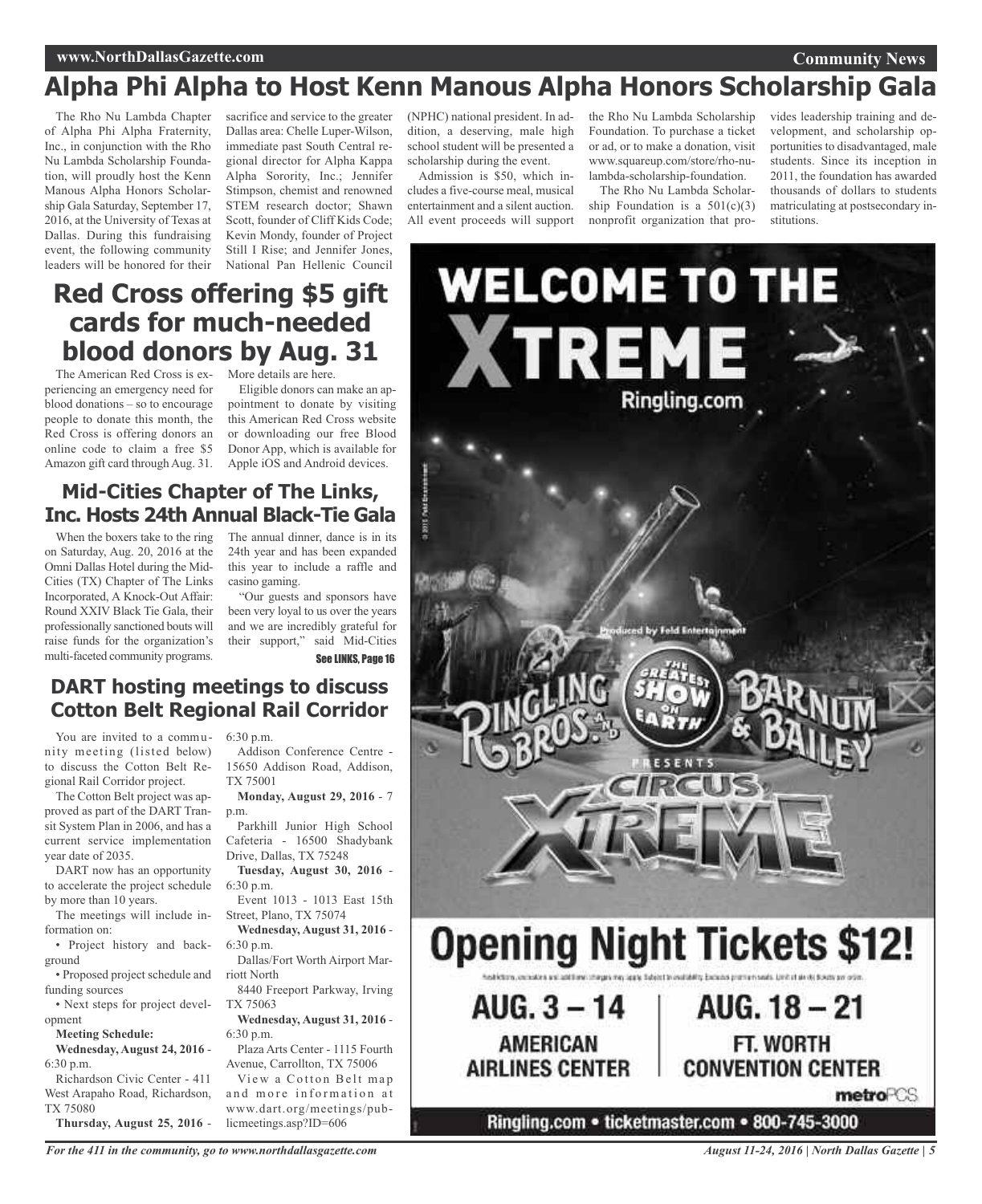# Alpha Phi Alpha to Host Kenn Manous Alpha Honors Scholarship Gala

The Rho Nu Lambda Chapter of Alpha Phi Alpha Fraternity, Inc., in conjunction with the Rho Nu Lambda Scholarship Foundation, will proudly host the Kenn Manous Alpha Honors Scholarship Gala Saturday, September 17, 2016, at the University of Texas at Dallas. During this fundraising event, the following community leaders will be honored for their sacrifice and service to the greater Dallas area: Chelle Luper-Wilson, immediate past South Central regional director for Alpha Kappa Alpha Sorority, Inc.; Jennifer Stimpson, chemist and renowned STEM research doctor; Shawn Scott, founder of Cliff Kids Code; Kevin Mondy, founder of Project Still I Rise; and Jennifer Jones, National Pan Hellenic Council (NPHC) national president. In addition, a deserving, male high school student will be presented a scholarship during the event.

Admission is $50, which includes a five-course meal, musical entertainment and a silent auction. All event proceeds will support the Rho Nu Lambda Scholarship Foundation. To purchase a ticket or ad, or to make a donation, visit www.squareup.com/store/rho-nu-lambda-scholarship-foundation.

The Rho Nu Lambda Scholarship Foundation is a 501(c)(3) nonprofit organization that provides leadership training and development, and scholarship opportunities to disadvantaged, male students. Since its inception in 2011, the foundation has awarded thousands of dollars to students matriculating at postsecondary institutions.

# Red Cross offering $5 gift cards for much-needed blood donors by Aug. 31

The American Red Cross is experiencing an emergency need for blood donations – so to encourage people to donate this month, the Red Cross is offering donors an online code to claim a free $5 Amazon gift card through Aug. 31. More details are here.

Eligible donors can make an appointment to donate by visiting this American Red Cross website or downloading our free Blood Donor App, which is available for Apple iOS and Android devices.

## Mid-Cities Chapter of The Links, Inc. Hosts 24th Annual Black-Tie Gala

When the boxers take to the ring on Saturday, Aug. 20, 2016 at the Omni Dallas Hotel during the Mid-Cities (TX) Chapter of The Links Incorporated, A Knock-Out Affair: Round XXIV Black Tie Gala, their professionally sanctioned bouts will raise funds for the organization's multi-faceted community programs.

The annual dinner, dance is in its 24th year and has been expanded this year to include a raffle and casino gaming.

"Our guests and sponsors have been very loyal to us over the years and we are incredibly grateful for their support," said Mid-Cities

See LINKS, Page 16

## DART hosting meetings to discuss Cotton Belt Regional Rail Corridor

You are invited to a community meeting (listed below) to discuss the Cotton Belt Regional Rail Corridor project.

The Cotton Belt project was approved as part of the DART Transit System Plan in 2006, and has a current service implementation year date of 2035.

DART now has an opportunity to accelerate the project schedule by more than 10 years.

The meetings will include information on:

- Project history and background
- Proposed project schedule and funding sources
- Next steps for project development

**Meeting Schedule:**

**Wednesday, August 24, 2016** - 6:30 p.m.

Richardson Civic Center - 411 West Arapaho Road, Richardson, TX 75080

**Thursday, August 25, 2016** - 6:30 p.m.

Addison Conference Centre - 15650 Addison Road, Addison, TX 75001

**Monday, August 29, 2016** - 7 p.m.

Parkhill Junior High School Cafeteria - 16500 Shadybank Drive, Dallas, TX 75248

**Tuesday, August 30, 2016** - 6:30 p.m.

Event 1013 - 1013 East 15th Street, Plano, TX 75074

**Wednesday, August 31, 2016** - 6:30 p.m.

Dallas/Fort Worth Airport Marriott North

8440 Freeport Parkway, Irving TX 75063

**Wednesday, August 31, 2016** - 6:30 p.m.

Plaza Arts Center - 1115 Fourth Avenue, Carrollton, TX 75006

View a Cotton Belt map and more information at www.dart.org/meetings/publicmeetings.asp?ID=606

WELCOME TO THE XTREME

Ringling.com

Ringling Bros. and Barnum & Bailey — The Greatest Show on Earth — Presents Circus Xtreme

**Opening Night Tickets $12!**

AUG. 3 – 14 AMERICAN AIRLINES CENTER | AUG. 18 – 21 FT. WORTH CONVENTION CENTER

Ringling.com • ticketmaster.com • 800-745-3000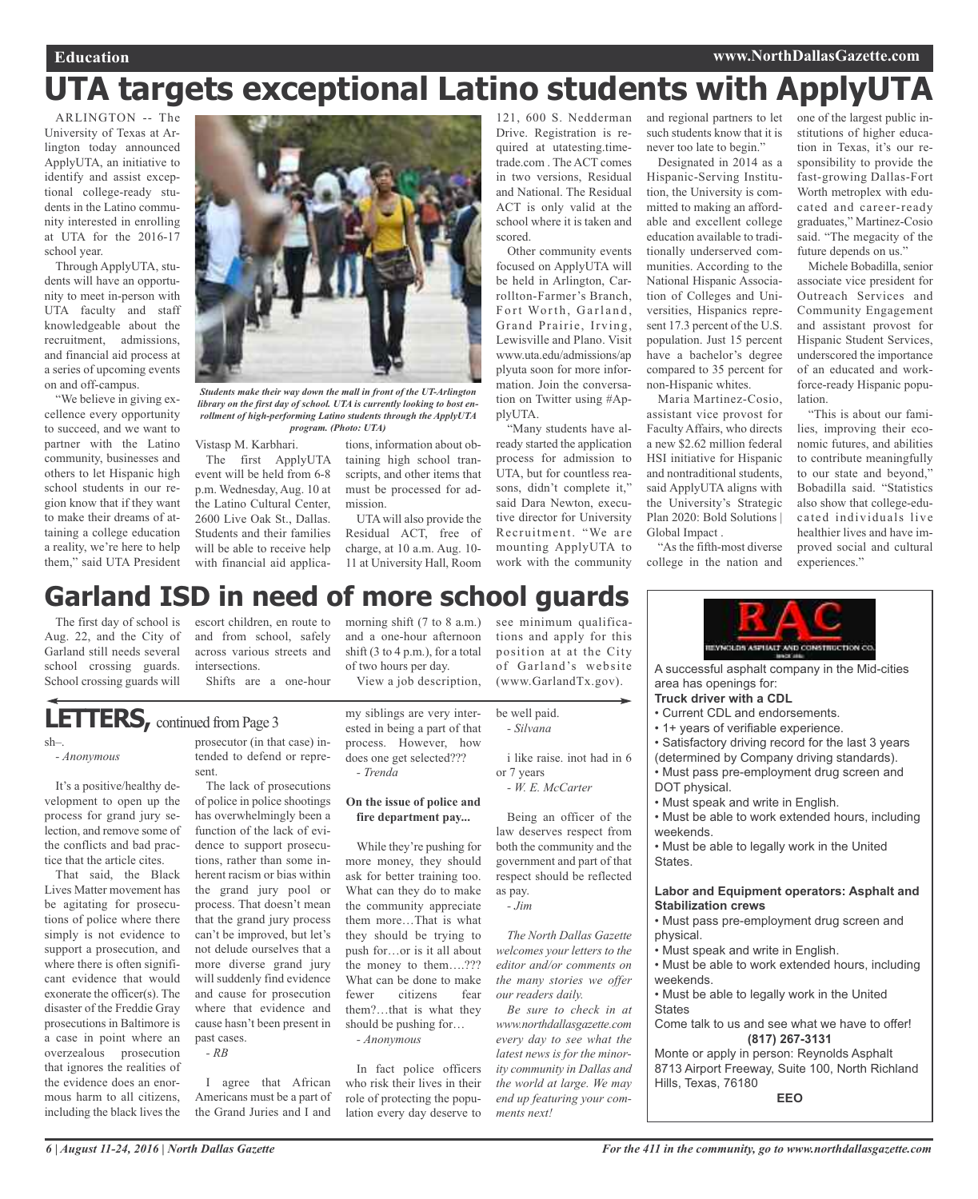# UTA targets exceptional Latino students with ApplyUTA

ARLINGTON -- The University of Texas at Arlington today announced ApplyUTA, an initiative to identify and assist exceptional college-ready students in the Latino community interested in enrolling at UTA for the 2016-17 school year.

Through ApplyUTA, students will have an opportunity to meet in-person with UTA faculty and staff knowledgeable about the recruitment, admissions, and financial aid process at a series of upcoming events on and off-campus.

"We believe in giving excellence every opportunity to succeed, and we want to partner with the Latino community, businesses and others to let Hispanic high school students in our region know that if they want to make their dreams of attaining a college education a reality, we're here to help them," said UTA President Vistasp M. Karbhari.

*Students make their way down the mall in front of the UT-Arlington library on the first day of school. UTA is currently looking to bost enrollment of high-performing Latino students through the ApplyUTA program. (Photo: UTA)*

The first ApplyUTA event will be held from 6-8 p.m. Wednesday, Aug. 10 at the Latino Cultural Center, 2600 Live Oak St., Dallas. Students and their families will be able to receive help with financial aid applications, information about obtaining high school transcripts, and other items that must be processed for admission.

UTA will also provide the Residual ACT, free of charge, at 10 a.m. Aug. 10-11 at University Hall, Room 121, 600 S. Nedderman Drive. Registration is required at utatesting.timetrade.com . The ACT comes in two versions, Residual and National. The Residual ACT is only valid at the school where it is taken and scored.

Other community events focused on ApplyUTA will be held in Arlington, Carrollton-Farmer's Branch, Fort Worth, Garland, Grand Prairie, Irving, Lewisville and Plano. Visit www.uta.edu/admissions/applyuta soon for more information. Join the conversation on Twitter using #ApplyUTA.

"Many students have already started the application process for admission to UTA, but for countless reasons, didn't complete it," said Dara Newton, executive director for University Recruitment. "We are mounting ApplyUTA to work with the community and regional partners to let such students know that it is never too late to begin."

Designated in 2014 as a Hispanic-Serving Institution, the University is committed to making an affordable and excellent college education available to traditionally underserved communities. According to the National Hispanic Association of Colleges and Universities, Hispanics represent 17.3 percent of the U.S. population. Just 15 percent have a bachelor's degree compared to 35 percent for non-Hispanic whites.

Maria Martinez-Cosio, assistant vice provost for Faculty Affairs, who directs a new $2.62 million federal HSI initiative for Hispanic and nontraditional students, said ApplyUTA aligns with the University's Strategic Plan 2020: Bold Solutions | Global Impact .

"As the fifth-most diverse college in the nation and one of the largest public institutions of higher education in Texas, it's our responsibility to provide the fast-growing Dallas-Fort Worth metroplex with educated and career-ready graduates," Martinez-Cosio said. "The megacity of the future depends on us."

Michele Bobadilla, senior associate vice president for Outreach Services and Community Engagement and assistant provost for Hispanic Student Services, underscored the importance of an educated and workforce-ready Hispanic population.

"This is about our families, improving their economic futures, and abilities to contribute meaningfully to our state and beyond," Bobadilla said. "Statistics also show that college-educated individuals live healthier lives and have improved social and cultural experiences."

# Garland ISD in need of more school guards

The first day of school is Aug. 22, and the City of Garland still needs several school crossing guards. School crossing guards will escort children, en route to and from school, safely across various streets and intersections.

Shifts are a one-hour morning shift (7 to 8 a.m.) and a one-hour afternoon shift (3 to 4 p.m.), for a total of two hours per day.

View a job description, see minimum qualifications and apply for this position at at the City of Garland's website (www.GarlandTx.gov).

# LETTERS, continued from Page 3

sh–.

*- Anonymous*

It's a positive/healthy development to open up the process for grand jury selection, and remove some of the conflicts and bad practice that the article cites.

That said, the Black Lives Matter movement has be agitating for prosecutions of police where there simply is not evidence to support a prosecution, and where there is often significant evidence that would exonerate the officer(s). The disaster of the Freddie Gray prosecutions in Baltimore is a case in point where an overzealous prosecution that ignores the realities of the evidence does an enormous harm to all citizens, including the black lives the prosecutor (in that case) intended to defend or represent.

The lack of prosecutions of police in police shootings has overwhelmingly been a function of the lack of evidence to support prosecutions, rather than some inherent racism or bias within the grand jury pool or process. That doesn't mean that the grand jury process can't be improved, but let's not delude ourselves that a more diverse grand jury will suddenly find evidence and cause for prosecution where that evidence and cause hasn't been present in past cases.

*- RB*

I agree that African Americans must be a part of the Grand Juries and I and my siblings are very interested in being a part of that process. However, how does one get selected???

*- Trenda*

**On the issue of police and fire department pay...**

While they're pushing for more money, they should ask for better training too. What can they do to make the community appreciate them more…That is what they should be trying to push for…or is it all about the money to them….??? What can be done to make fewer citizens fear them?…that is what they should be pushing for…

*- Anonymous*

In fact police officers who risk their lives in their role of protecting the population every day deserve to be well paid.

*- Silvana*

i like raise. inot had in 6 or 7 years

*- W. E. McCarter*

Being an officer of the law deserves respect from both the community and the government and part of that respect should be reflected as pay.

*- Jim*

*The North Dallas Gazette welcomes your letters to the editor and/or comments on the many stories we offer our readers daily.*

*Be sure to check in at www.northdallasgazette.com every day to see what the latest news is for the minority community in Dallas and the world at large. We may end up featuring your comments next!*

---

**RAC** REYNOLDS ASPHALT AND CONSTRUCTION CO.

A successful asphalt company in the Mid-cities area has openings for:

**Truck driver with a CDL**

- Current CDL and endorsements.
- 1+ years of verifiable experience.
- Satisfactory driving record for the last 3 years (determined by Company driving standards).
- Must pass pre-employment drug screen and DOT physical.
- Must speak and write in English.
- Must be able to work extended hours, including weekends.
- Must be able to legally work in the United States.

**Labor and Equipment operators: Asphalt and Stabilization crews**

- Must pass pre-employment drug screen and physical.
- Must speak and write in English.
- Must be able to work extended hours, including weekends.
- Must be able to legally work in the United States

Come talk to us and see what we have to offer!

**(817) 267-3131**

Monte or apply in person: Reynolds Asphalt 8713 Airport Freeway, Suite 100, North Richland Hills, Texas, 76180

**EEO**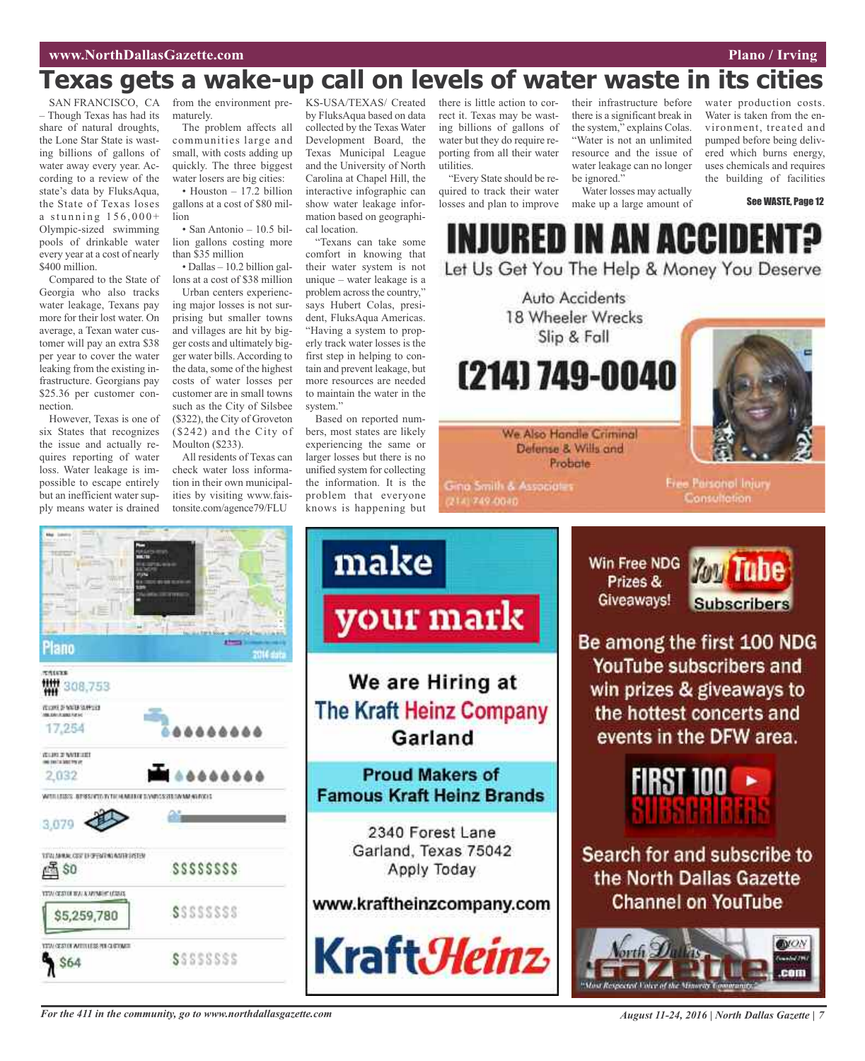# Texas gets a wake-up call on levels of water waste in its cities

SAN FRANCISCO, CA – Though Texas has had its share of natural droughts, the Lone Star State is wasting billions of gallons of water away every year. According to a review of the state's data by FluksAqua, the State of Texas loses a stunning 156,000+ Olympic-sized swimming pools of drinkable water every year at a cost of nearly $400 million.

Compared to the State of Georgia who also tracks water leakage, Texans pay more for their lost water. On average, a Texan water customer will pay an extra $38 per year to cover the water leaking from the existing infrastructure. Georgians pay $25.36 per customer connection.

However, Texas is one of six States that recognizes the issue and actually requires reporting of water loss. Water leakage is impossible to escape entirely but an inefficient water supply means water is drained from the environment prematurely.

The problem affects all communities large and small, with costs adding up quickly. The three biggest water losers are big cities:

- Houston – 17.2 billion gallons at a cost of $80 million
- San Antonio – 10.5 billion gallons costing more than $35 million
- Dallas – 10.2 billion gallons at a cost of $38 million

Urban centers experiencing major losses is not surprising but smaller towns and villages are hit by bigger costs and ultimately bigger water bills. According to the data, some of the highest costs of water losses per customer are in small towns such as the City of Silsbee ($322), the City of Groveton ($242) and the City of Moulton ($233).

All residents of Texas can check water loss information in their own municipalities by visiting www.faistonsite.com/agence79/FLUKS-USA/TEXAS/ Created by FluksAqua based on data collected by the Texas Water Development Board, the Texas Municipal League and the University of North Carolina at Chapel Hill, the interactive infographic can show water leakage information based on geographical location.

"Texans can take some comfort in knowing that their water system is not unique – water leakage is a problem across the country," says Hubert Colas, president, FluksAqua Americas. "Having a system to properly track water losses is the first step in helping to contain and prevent leakage, but more resources are needed to maintain the water in the system."

Based on reported numbers, most states are likely experiencing the same or larger losses but there is no unified system for collecting the information. It is the problem that everyone knows is happening but there is little action to correct it. Texas may be wasting billions of gallons of water but they do require reporting from all their water utilities.

"Every State should be required to track their water losses and plan to improve their infrastructure before there is a significant break in the system," explains Colas. "Water is not an unlimited resource and the issue of water leakage can no longer be ignored."

Water losses may actually make up a large amount of water production costs. Water is taken from the environment, treated and pumped before being delivered which burns energy, uses chemicals and requires the building of facilities

See WASTE, Page 12

**Plano** — 2014 data

| | |
|---|---|
| Population | 308,753 |
| Volume of water supplied | 17,254 |
| Volume of water lost | 2,032 |
| Water losses represented in the number of Olympic-sized swimming pools | 3,079 |
| Total annual cost of operating water system | $0 |
| Total cost of real & apparent losses | $5,259,780 |
| Total cost of water loss per customer | $64 |

# INJURED IN AN ACCIDENT?

Let Us Get You The Help & Money You Deserve

Auto Accidents
18 Wheeler Wrecks
Slip & Fall

**(214) 749-0040**

We Also Handle Criminal Defense & Wills and Probate

Gina Smith & Associates
(214) 749-0040

Free Personal Injury Consultation

**make your mark**

We are Hiring at **The Kraft Heinz Company** Garland

Proud Makers of Famous Kraft Heinz Brands

2340 Forest Lane
Garland, Texas 75042
Apply Today

www.kraftheinzcompany.com

KraftHeinz

Win Free NDG Prizes & Giveaways! YouTube Subscribers

Be among the first 100 NDG YouTube subscribers and win prizes & giveaways to the hottest concerts and events in the DFW area.

FIRST 100 SUBSCRIBERS

Search for and subscribe to the North Dallas Gazette Channel on YouTube

North Dallas Gazette .com — "Most Respected Voice of the Minority Community"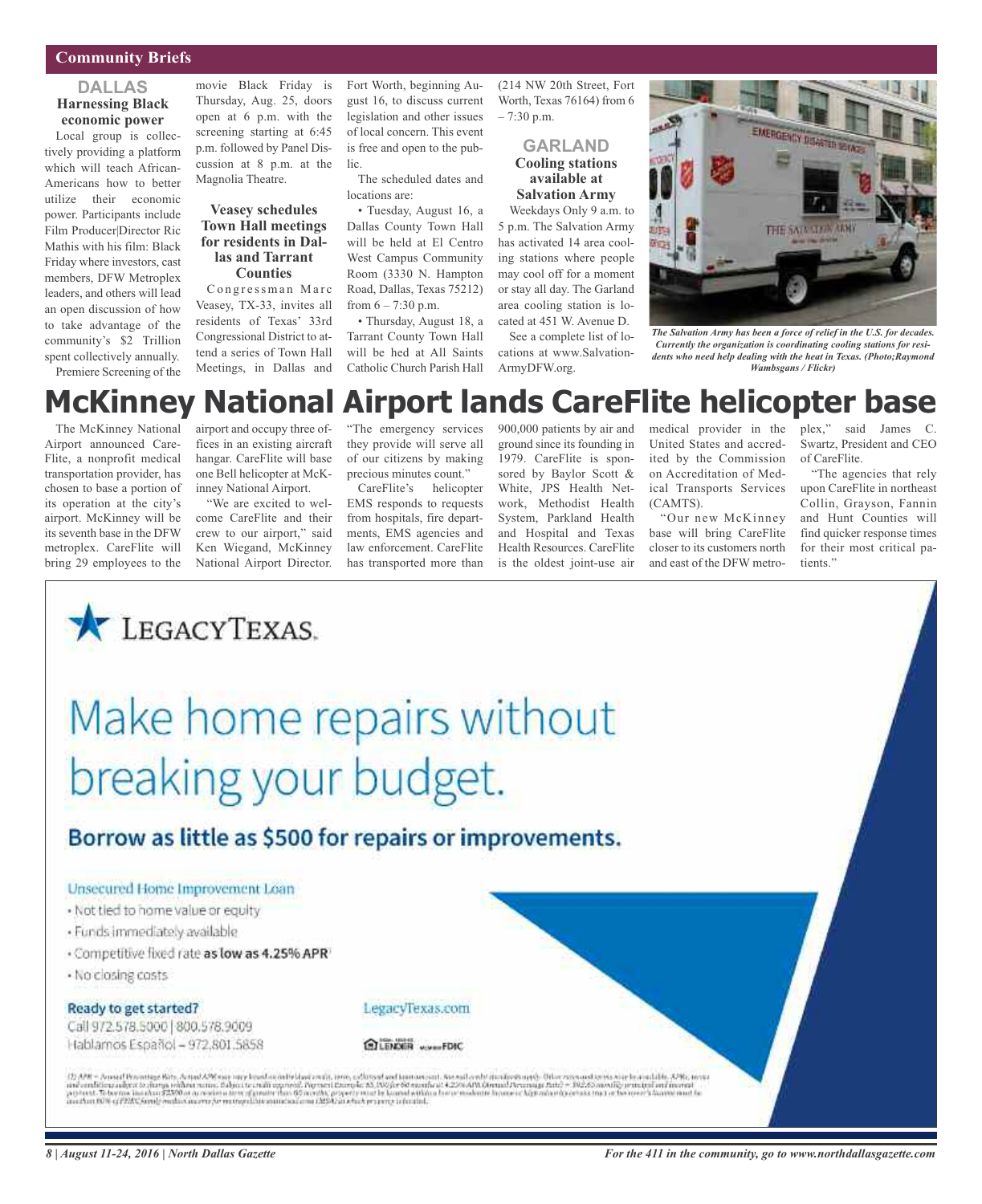## Community Briefs

### DALLAS

**Harnessing Black economic power**

Local group is collectively providing a platform which will teach African-Americans how to better utilize their economic power. Participants include Film Producer|Director Ric Mathis with his film: Black Friday where investors, cast members, DFW Metroplex leaders, and others will lead an open discussion of how to take advantage of the community's $2 Trillion spent collectively annually.

Premiere Screening of the movie Black Friday is Thursday, Aug. 25, doors open at 6 p.m. with the screening starting at 6:45 p.m. followed by Panel Discussion at 8 p.m. at the Magnolia Theatre.

**Veasey schedules Town Hall meetings for residents in Dallas and Tarrant Counties**

Congressman Marc Veasey, TX-33, invites all residents of Texas' 33rd Congressional District to attend a series of Town Hall Meetings, in Dallas and Fort Worth, beginning August 16, to discuss current legislation and other issues of local concern. This event is free and open to the public.

The scheduled dates and locations are:

• Tuesday, August 16, a Dallas County Town Hall will be held at El Centro West Campus Community Room (3330 N. Hampton Road, Dallas, Texas 75212) from 6 – 7:30 p.m.

• Thursday, August 18, a Tarrant County Town Hall will be hed at All Saints Catholic Church Parish Hall (214 NW 20th Street, Fort Worth, Texas 76164) from 6 – 7:30 p.m.

### GARLAND

**Cooling stations available at Salvation Army**

Weekdays Only 9 a.m. to 5 p.m. The Salvation Army has activated 14 area cooling stations where people may cool off for a moment or stay all day. The Garland area cooling station is located at 451 W. Avenue D.

See a complete list of locations at www.Salvation-ArmyDFW.org.

*The Salvation Army has been a force of relief in the U.S. for decades. Currently the organization is coordinating cooling stations for residents who need help dealing with the heat in Texas. (Photo;Raymond Wambsgans / Flickr)*

# McKinney National Airport lands CareFlite helicopter base

The McKinney National Airport announced CareFlite, a nonprofit medical transportation provider, has chosen to base a portion of its operation at the city's airport. McKinney will be its seventh base in the DFW metroplex. CareFlite will bring 29 employees to the airport and occupy three offices in an existing aircraft hangar. CareFlite will base one Bell helicopter at McKinney National Airport.

"We are excited to welcome CareFlite and their crew to our airport," said Ken Wiegand, McKinney National Airport Director. "The emergency services they provide will serve all of our citizens by making precious minutes count."

CareFlite's helicopter EMS responds to requests from hospitals, fire departments, EMS agencies and law enforcement. CareFlite has transported more than 900,000 patients by air and ground since its founding in 1979. CareFlite is sponsored by Baylor Scott & White, JPS Health Network, Methodist Health System, Parkland Health and Hospital and Texas Health Resources. CareFlite is the oldest joint-use air medical provider in the United States and accredited by the Commission on Accreditation of Medical Transports Services (CAMTS).

"Our new McKinney base will bring CareFlite closer to its customers north and east of the DFW metroplex," said James C. Swartz, President and CEO of CareFlite.

"The agencies that rely upon CareFlite in northeast Collin, Grayson, Fannin and Hunt Counties will find quicker response times for their most critical patients."

---

LegacyTexas.

# Make home repairs without breaking your budget.

## Borrow as little as $500 for repairs or improvements.

**Unsecured Home Improvement Loan**

- Not tied to home value or equity
- Funds immediately available
- Competitive fixed rate **as low as 4.25% APR**[1]
- No closing costs

**Ready to get started?**

Call 972.578.5000 | 800.578.9009

Hablamos Español – 972.801.5858

LegacyTexas.com

LENDER Member FDIC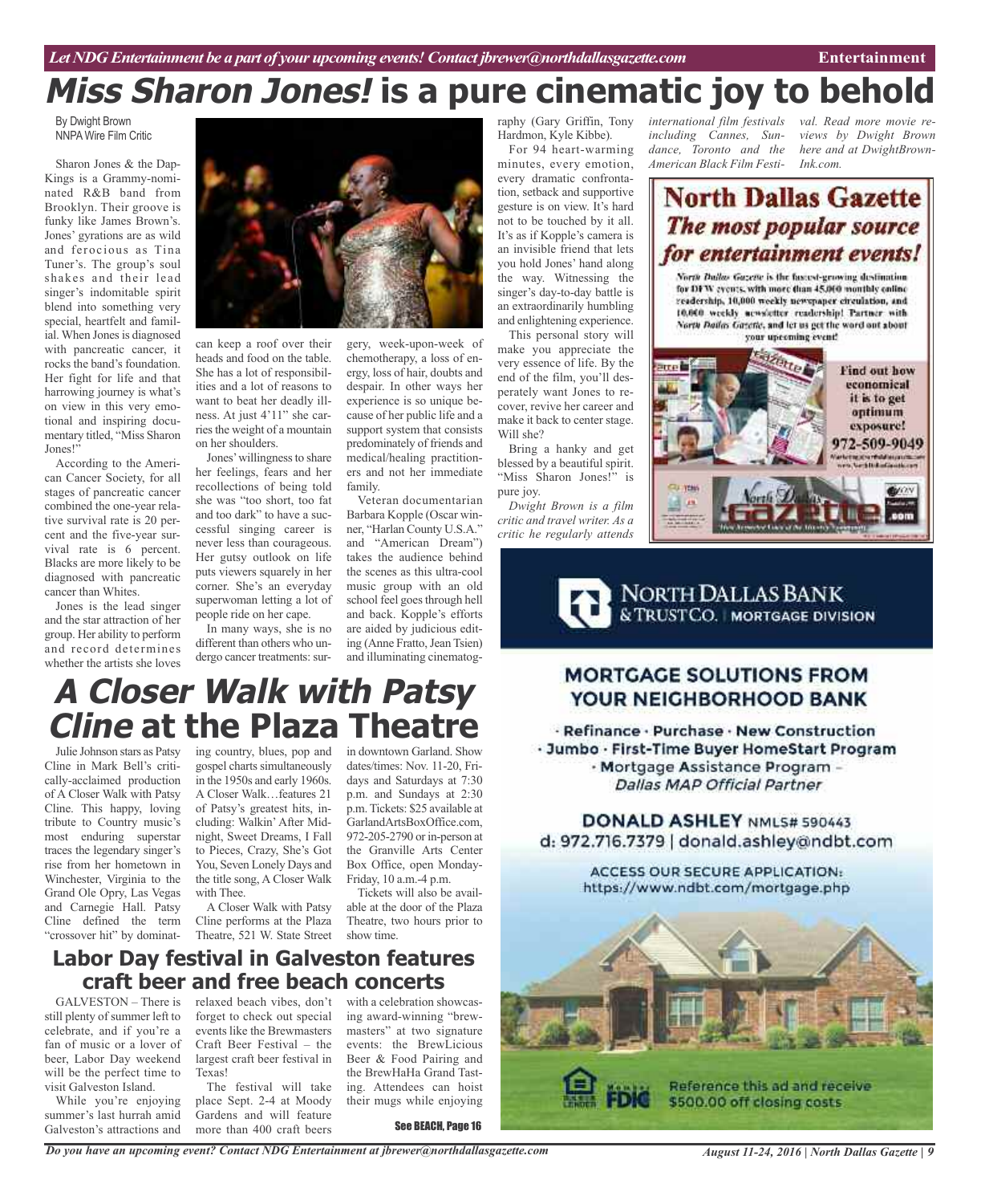# *Miss Sharon Jones!* is a pure cinematic joy to behold

By Dwight Brown
NNPA Wire Film Critic

Sharon Jones & the Dap-Kings is a Grammy-nominated R&B band from Brooklyn. Their groove is funky like James Brown's. Jones' gyrations are as wild and ferocious as Tina Tuner's. The group's soul shakes and their lead singer's indomitable spirit blend into something very special, heartfelt and familial. When Jones is diagnosed with pancreatic cancer, it rocks the band's foundation. Her fight for life and that harrowing journey is what's on view in this very emotional and inspiring documentary titled, "Miss Sharon Jones!"

According to the American Cancer Society, for all stages of pancreatic cancer combined the one-year relative survival rate is 20 percent and the five-year survival rate is 6 percent. Blacks are more likely to be diagnosed with pancreatic cancer than Whites.

Jones is the lead singer and the star attraction of her group. Her ability to perform and record determines whether the artists she loves can keep a roof over their heads and food on the table. She has a lot of responsibilities and a lot of reasons to want to beat her deadly illness. At just 4'11" she carries the weight of a mountain on her shoulders.

Jones' willingness to share her feelings, fears and her recollections of being told she was "too short, too fat and too dark" to have a successful singing career is never less than courageous. Her gutsy outlook on life puts viewers squarely in her corner. She's an everyday superwoman letting a lot of people ride on her cape.

In many ways, she is no different than others who undergo cancer treatments: surgery, week-upon-week of chemotherapy, a loss of energy, loss of hair, doubts and despair. In other ways her experience is so unique because of her public life and a support system that consists predominately of friends and medical/healing practitioners and not her immediate family.

Veteran documentarian Barbara Kopple (Oscar winner, "Harlan County U.S.A." and "American Dream") takes the audience behind the scenes as this ultra-cool music group with an old school feel goes through hell and back. Kopple's efforts are aided by judicious editing (Anne Fratto, Jean Tsien) and illuminating cinematography (Gary Griffin, Tony Hardmon, Kyle Kibbe).

For 94 heart-warming minutes, every emotion, every dramatic confrontation, setback and supportive gesture is on view. It's hard not to be touched by it all. It's as if Kopple's camera is an invisible friend that lets you hold Jones' hand along the way. Witnessing the singer's day-to-day battle is an extraordinarily humbling and enlightening experience.

This personal story will make you appreciate the very essence of life. By the end of the film, you'll desperately want Jones to recover, revive her career and make it back to center stage. Will she?

Bring a hanky and get blessed by a beautiful spirit. "Miss Sharon Jones!" is pure joy.

*Dwight Brown is a film critic and travel writer. As a critic he regularly attends international film festivals including Cannes, Sundance, Toronto and the American Black Film Festival. Read more movie reviews by Dwight Brown here and at DwightBrownInk.com.*

# *A Closer Walk with Patsy Cline* at the Plaza Theatre

Julie Johnson stars as Patsy Cline in Mark Bell's critically-acclaimed production of A Closer Walk with Patsy Cline. This happy, loving tribute to Country music's most enduring superstar traces the legendary singer's rise from her hometown in Winchester, Virginia to the Grand Ole Opry, Las Vegas and Carnegie Hall. Patsy Cline defined the term "crossover hit" by dominating country, blues, pop and gospel charts simultaneously in the 1950s and early 1960s. A Closer Walk…features 21 of Patsy's greatest hits, including: Walkin' After Midnight, Sweet Dreams, I Fall to Pieces, Crazy, She's Got You, Seven Lonely Days and the title song, A Closer Walk with Thee.

A Closer Walk with Patsy Cline performs at the Plaza Theatre, 521 W. State Street in downtown Garland. Show dates/times: Nov. 11-20, Fridays and Saturdays at 7:30 p.m. and Sundays at 2:30 p.m. Tickets: $25 available at GarlandArtsBoxOffice.com, 972-205-2790 or in-person at the Granville Arts Center Box Office, open Monday-Friday, 10 a.m.-4 p.m.

Tickets will also be available at the door of the Plaza Theatre, two hours prior to show time.

## Labor Day festival in Galveston features craft beer and free beach concerts

GALVESTON – There is still plenty of summer left to celebrate, and if you're a fan of music or a lover of beer, Labor Day weekend will be the perfect time to visit Galveston Island.

While you're enjoying summer's last hurrah amid Galveston's attractions and relaxed beach vibes, don't forget to check out special events like the Brewmasters Craft Beer Festival – the largest craft beer festival in Texas!

The festival will take place Sept. 2-4 at Moody Gardens and will feature more than 400 craft beers with a celebration showcasing award-winning "brewmasters" at two signature events: the BrewLicious Beer & Food Pairing and the BrewHaHa Grand Tasting. Attendees can hoist their mugs while enjoying

See BEACH, Page 16

**North Dallas Gazette**
***The most popular source for entertainment events!***

North Dallas Gazette is the fastest-growing destination for DFW events, with more than 45,000 monthly online readership, 10,000 weekly newspaper circulation, and 10,000 weekly newsletter readership! Partner with North Dallas Gazette, and let us get the word out about your upcoming event!

Find out how economical it is to get optimum exposure!
972-509-9049

**NORTH DALLAS BANK & TRUST CO.** | MORTGAGE DIVISION

**MORTGAGE SOLUTIONS FROM YOUR NEIGHBORHOOD BANK**

· Refinance · Purchase · New Construction
· Jumbo · First-Time Buyer HomeStart Program
· Mortgage Assistance Program – *Dallas MAP Official Partner*

**DONALD ASHLEY** NMLS# 590443
d: 972.716.7379 | donald.ashley@ndbt.com

ACCESS OUR SECURE APPLICATION:
https://www.ndbt.com/mortgage.php

Reference this ad and receive $500.00 off closing costs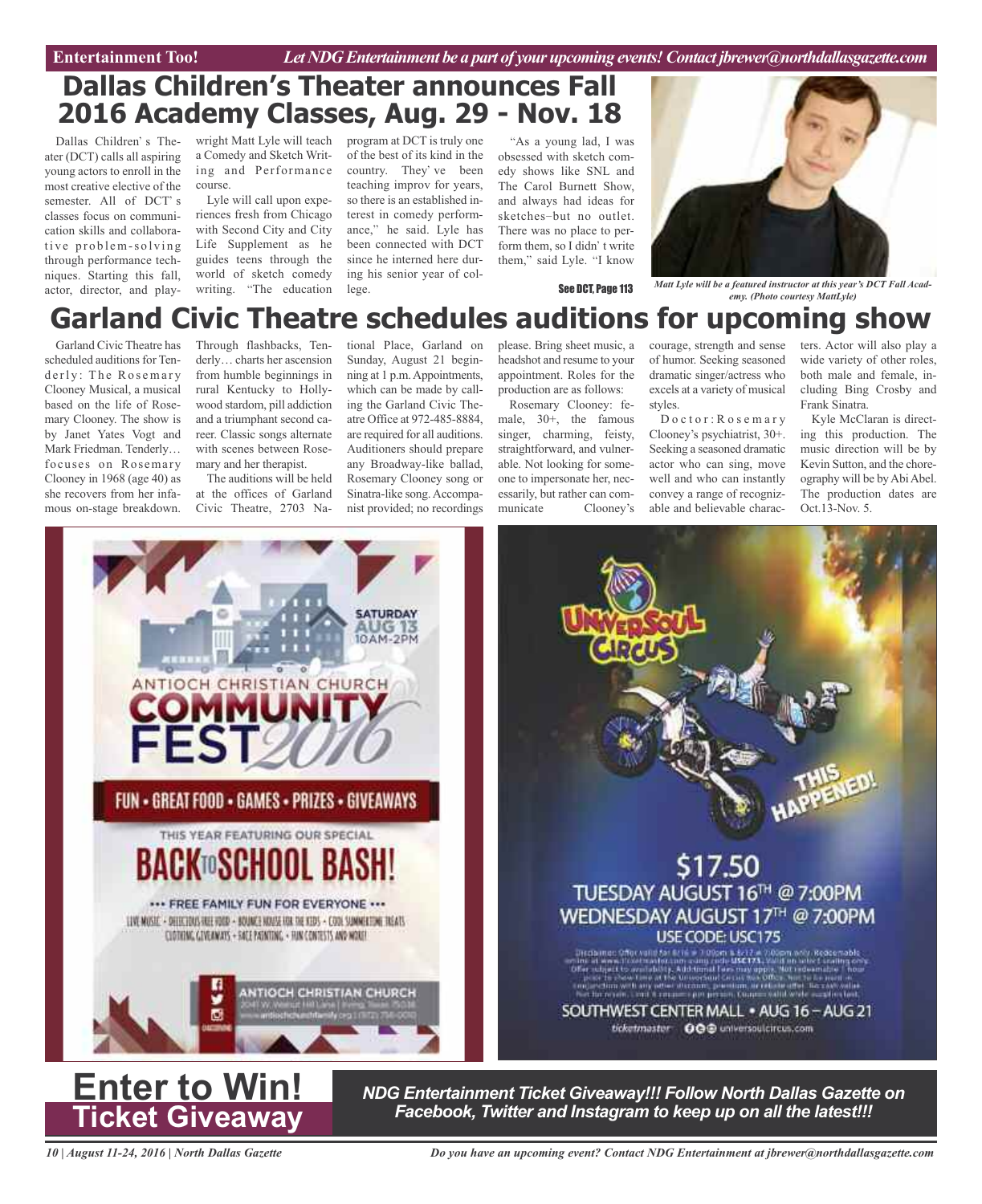# Dallas Children's Theater announces Fall 2016 Academy Classes, Aug. 29 - Nov. 18

Dallas Children's Theater (DCT) calls all aspiring young actors to enroll in the most creative elective of the semester. All of DCT's classes focus on communication skills and collaborative problem-solving through performance techniques. Starting this fall, actor, director, and playwright Matt Lyle will teach a Comedy and Sketch Writing and Performance course.

Lyle will call upon experiences fresh from Chicago with Second City and City Life Supplement as he guides teens through the world of sketch comedy writing. "The education program at DCT is truly one of the best of its kind in the country. They've been teaching improv for years, so there is an established interest in comedy performance," he said. Lyle has been connected with DCT since he interned here during his senior year of college.

"As a young lad, I was obsessed with sketch comedy shows like SNL and The Carol Burnett Show, and always had ideas for sketches–but no outlet. There was no place to perform them, so I didn't write them," said Lyle. "I know

See DCT, Page 113

*Matt Lyle will be a featured instructor at this year's DCT Fall Academy. (Photo courtesy MattLyle)*

# Garland Civic Theatre schedules auditions for upcoming show

Garland Civic Theatre has scheduled auditions for Tenderly: The Rosemary Clooney Musical, a musical based on the life of Rosemary Clooney. The show is by Janet Yates Vogt and Mark Friedman. Tenderly… focuses on Rosemary Clooney in 1968 (age 40) as she recovers from her infamous on-stage breakdown. Through flashbacks, Tenderly… charts her ascension from humble beginnings in rural Kentucky to Hollywood stardom, pill addiction and a triumphant second career. Classic songs alternate with scenes between Rosemary and her therapist.

The auditions will be held at the offices of Garland Civic Theatre, 2703 National Place, Garland on Sunday, August 21 beginning at 1 p.m. Appointments, which can be made by calling the Garland Civic Theatre Office at 972-485-8884, are required for all auditions. Auditioners should prepare any Broadway-like ballad, Rosemary Clooney song or Sinatra-like song. Accompanist provided; no recordings please. Bring sheet music, a headshot and resume to your appointment. Roles for the production are as follows:

Rosemary Clooney: female, 30+, the famous singer, charming, feisty, straightforward, and vulnerable. Not looking for someone to impersonate her, necessarily, but rather can communicate Clooney's courage, strength and sense of humor. Seeking seasoned dramatic singer/actress who excels at a variety of musical styles.

Doctor: Rosemary Clooney's psychiatrist, 30+. Seeking a seasoned dramatic actor who can sing, move well and who can instantly convey a range of recognizable and believable characters. Actor will also play a wide variety of other roles, both male and female, including Bing Crosby and Frank Sinatra.

Kyle McClaran is directing this production. The music direction will be by Kevin Sutton, and the choreography will be by Abi Abel. The production dates are Oct.13-Nov. 5.

# Enter to Win! Ticket Giveaway

***NDG Entertainment Ticket Giveaway!!! Follow North Dallas Gazette on Facebook, Twitter and Instagram to keep up on all the latest!!!***

*Do you have an upcoming event? Contact NDG Entertainment at jbrewer@northdallasgazette.com*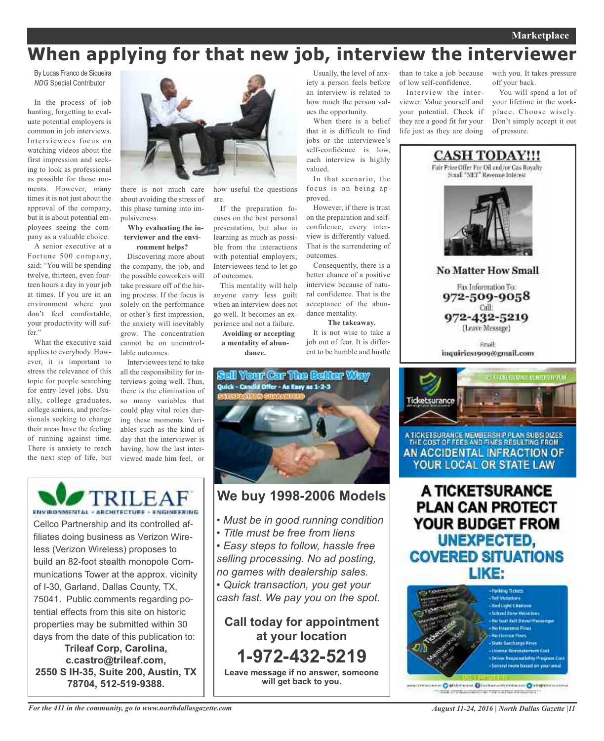# When applying for that new job, interview the interviewer

By Lucas Franco de Siqueira
*NDG* Special Contributor

In the process of job hunting, forgetting to evaluate potential employers is common in job interviews. Interviewees focus on watching videos about the first impression and seeking to look as professional as possible for those moments. However, many times it is not just about the approval of the company, but it is about potential employees seeing the company as a valuable choice.

A senior executive at a Fortune 500 company, said: "You will be spending twelve, thirteen, even fourteen hours a day in your job at times. If you are in an environment where you don't feel comfortable, your productivity will suffer."

What the executive said applies to everybody. However, it is important to stress the relevance of this topic for people searching for entry-level jobs. Usually, college graduates, college seniors, and professionals seeking to change their areas have the feeling of running against time. There is anxiety to reach the next step of life, but there is not much care about avoiding the stress of this phase turning into impulsiveness.

**Why evaluating the interviewer and the environment helps?**

Discovering more about the company, the job, and the possible coworkers will take pressure off of the hiring process. If the focus is solely on the performance or other's first impression, the anxiety will inevitably grow. The concentration cannot be on uncontrollable outcomes.

Interviewees tend to take all the responsibility for interviews going well. Thus, there is the elimination of so many variables that could play vital roles during these moments. Variables such as the kind of day that the interviewer is having, how the last interviewed made him feel, or how useful the questions are.

If the preparation focuses on the best personal presentation, but also in learning as much as possible from the interactions with potential employers; Interviewees tend to let go of outcomes.

This mentality will help anyone carry less guilt when an interview does not go well. It becomes an experience and not a failure.

**Avoiding or accepting a mentality of abundance.**

Usually, the level of anxiety a person feels before an interview is related to how much the person values the opportunity.

When there is a belief that it is difficult to find jobs or the interviewee's self-confidence is low, each interview is highly valued.

In that scenario, the focus is on being approved.

However, if there is trust on the preparation and self-confidence, every interview is differently valued. That is the surrendering of outcomes.

Consequently, there is a better chance of a positive interview because of natural confidence. That is the acceptance of the abundance mentality.

**The takeaway.**

It is not wise to take a job out of fear. It is different to be humble and hustle than to take a job because of low self-confidence.

Interview the interviewer. Value yourself and your potential. Check if they are a good fit for your life just as they are doing with you. It takes pressure off your back.

You will spend a lot of your lifetime in the workplace. Choose wisely. Don't simply accept it out of pressure.

---

**TRILEAF**
ENVIRONMENTAL • ARCHITECTURE • ENGINEERING

Cellco Partnership and its controlled affiliates doing business as Verizon Wireless (Verizon Wireless) proposes to build an 82-foot stealth monopole Communications Tower at the approx. vicinity of I-30, Garland, Dallas County, TX, 75041. Public comments regarding potential effects from this site on historic properties may be submitted within 30 days from the date of this publication to:

**Trileaf Corp, Carolina, c.castro@trileaf.com, 2550 S IH-35, Suite 200, Austin, TX 78704, 512-519-9388.**

---

**Sell Your Car The Better Way**
Quick - Candid Offer - As Easy as 1-2-3
SATISFACTION GUARANTEED

## We buy 1998-2006 Models

- *Must be in good running condition*
- *Title must be free from liens*
- *Easy steps to follow, hassle free selling processing. No ad posting, no games with dealership sales.*
- *Quick transaction, you get your cash fast. We pay you on the spot.*

**Call today for appointment at your location**

**1-972-432-5219**

**Leave message if no answer, someone will get back to you.**

---

**CASH TODAY!!!**
Fair Price Offer For Oil and/or Gas Royalty
Small "NET" Revenue Interest

**No Matter How Small**

Fax Information To:
**972-509-9058**
Call:
**972-432-5219**
(Leave Message)

Email:
**inquiries1909@gmail.com**

---

Ticketsurance

A TICKETSURANCE MEMBERSHIP PLAN SUBSIDIZES THE COST OF FEES AND FINES RESULTING FROM AN ACCIDENTAL INFRACTION OF YOUR LOCAL OR STATE LAW

**A TICKETSURANCE PLAN CAN PROTECT YOUR BUDGET FROM UNEXPECTED, COVERED SITUATIONS LIKE:**

- Parking Tickets
- Toll Violations
- Red Light Citations
- School Zone Violations
- No Seat Belt Driver/Passenger
- No Insurance Fines
- No License Fines
- State Surcharge Fines
- License Reinstatement Cost
- Driver Responsibility Program Cost
- Several more based on your area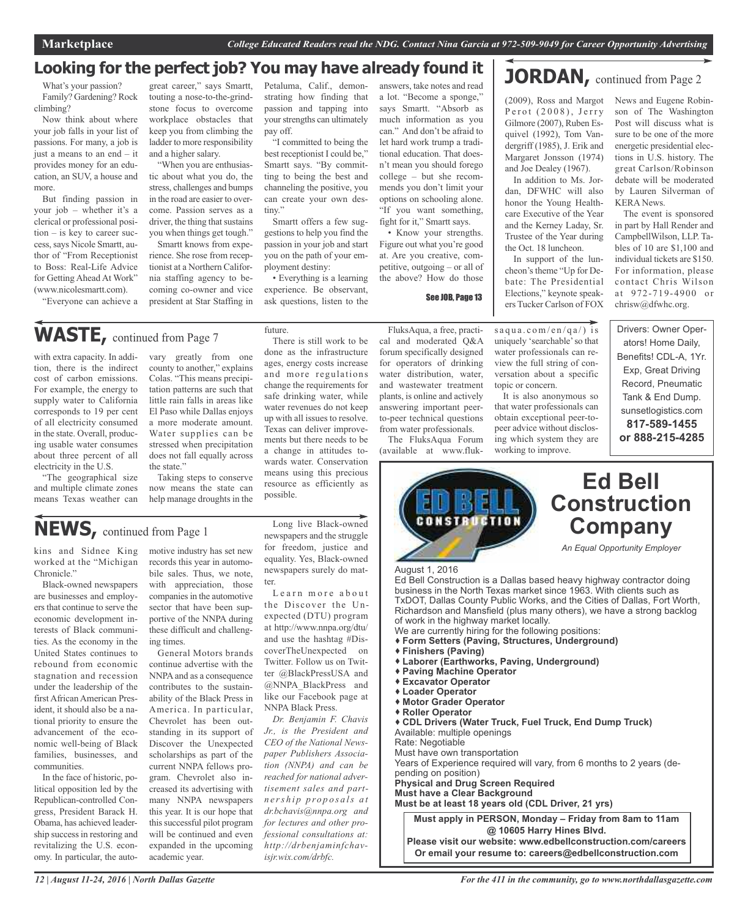## Looking for the perfect job? You may have already found it

What's your passion? Family? Gardening? Rock climbing?

Now think about where your job falls in your list of passions. For many, a job is just a means to an end – it provides money for an education, an SUV, a house and more.

But finding passion in your job – whether it's a clerical or professional position – is key to career success, says Nicole Smartt, author of "From Receptionist to Boss: Real-Life Advice for Getting Ahead At Work" (www.nicolesmartt.com).

"Everyone can achieve a great career," says Smartt, touting a nose-to-the-grindstone focus to overcome workplace obstacles that keep you from climbing the ladder to more responsibility and a higher salary.

"When you are enthusiastic about what you do, the stress, challenges and bumps in the road are easier to overcome. Passion serves as a driver, the thing that sustains you when things get tough."

Smartt knows from experience. She rose from receptionist at a Northern California staffing agency to becoming co-owner and vice president at Star Staffing in Petaluma, Calif., demonstrating how finding that passion and tapping into your strengths can ultimately pay off.

"I committed to being the best receptionist I could be," Smartt says. "By committing to being the best and channeling the positive, you can create your own destiny."

Smartt offers a few suggestions to help you find the passion in your job and start you on the path of your employment destiny:

- Everything is a learning experience. Be observant, ask questions, listen to the answers, take notes and read a lot. "Become a sponge," says Smartt. "Absorb as much information as you can." And don't be afraid to let hard work trump a traditional education. That doesn't mean you should forego college – but she recommends you don't limit your options on schooling alone. "If you want something, fight for it," Smartt says.
- Know your strengths. Figure out what you're good at. Are you creative, competitive, outgoing – or all of the above? How do those

See JOB, Page 13

## JORDAN, continued from Page 2

(2009), Ross and Margot Perot (2008), Jerry Gilmore (2007), Ruben Esquivel (1992), Tom Vandergriff (1985), J. Erik and Margaret Jonsson (1974) and Joe Dealey (1967).

In addition to Ms. Jordan, DFWHC will also honor the Young Healthcare Executive of the Year and the Kerney Laday, Sr. Trustee of the Year during the Oct. 18 luncheon.

In support of the luncheon's theme "Up for Debate: The Presidential Elections," keynote speakers Tucker Carlson of FOX News and Eugene Robinson of The Washington Post will discuss what is sure to be one of the more energetic presidential elections in U.S. history. The great Carlson/Robinson debate will be moderated by Lauren Silverman of KERA News.

The event is sponsored in part by Hall Render and CampbellWilson, LLP. Tables of 10 are $1,100 and individual tickets are $150. For information, please contact Chris Wilson at 972-719-4900 or chrisw@dfwhc.org.

## WASTE, continued from Page 7

with extra capacity. In addition, there is the indirect cost of carbon emissions. For example, the energy to supply water to California corresponds to 19 per cent of all electricity consumed in the state. Overall, producing usable water consumes about three percent of all electricity in the U.S.

"The geographical size and multiple climate zones means Texas weather can vary greatly from one county to another," explains Colas. "This means precipitation patterns are such that little rain falls in areas like El Paso while Dallas enjoys a more moderate amount. Water supplies can be stressed when precipitation does not fall equally across the state."

Taking steps to conserve now means the state can help manage droughts in the future.

There is still work to be done as the infrastructure ages, energy costs increase and more regulations change the requirements for safe drinking water, while water revenues do not keep up with all issues to resolve. Texas can deliver improvements but there needs to be a change in attitudes towards water. Conservation means using this precious resource as efficiently as possible.

FluksAqua, a free, practical and moderated Q&A forum specifically designed for operators of drinking water distribution, water, and wastewater treatment plants, is online and actively answering important peer-to-peer technical questions from water professionals.

The FluksAqua Forum (available at www.fluksaqua.com/en/qa/) is uniquely 'searchable' so that water professionals can review the full string of conversation about a specific topic or concern.

It is also anonymous so that water professionals can obtain exceptional peer-to-peer advice without disclosing which system they are working to improve.

Drivers: Owner Operators! Home Daily, Benefits! CDL-A, 1Yr. Exp, Great Driving Record, Pneumatic Tank & End Dump. sunsetlogistics.com
**817-589-1455 or 888-215-4285**

## NEWS, continued from Page 1

kins and Sidnee King worked at the "Michigan Chronicle."

Black-owned newspapers are businesses and employers that continue to serve the economic development interests of Black communities. As the economy in the United States continues to rebound from economic stagnation and recession under the leadership of the first African American President, it should also be a national priority to ensure the advancement of the economic well-being of Black families, businesses, and communities.

In the face of historic, political opposition led by the Republican-controlled Congress, President Barack H. Obama, has achieved leadership success in restoring and revitalizing the U.S. economy. In particular, the automotive industry has set new records this year in automobile sales. Thus, we note, with appreciation, those companies in the automotive sector that have been supportive of the NNPA during these difficult and challenging times.

General Motors brands continue advertise with the NNPA and as a consequence contributes to the sustainability of the Black Press in America. In particular, Chevrolet has been outstanding in its support of Discover the Unexpected scholarships as part of the current NNPA fellows program. Chevrolet also increased its advertising with many NNPA newspapers this year. It is our hope that this successful pilot program will be continued and even expanded in the upcoming academic year.

Long live Black-owned newspapers and the struggle for freedom, justice and equality. Yes, Black-owned newspapers surely do matter.

Learn more about the Discover the Unexpected (DTU) program at http://www.nnpa.org/dtu/ and use the hashtag #DiscoverTheUnexpected on Twitter. Follow us on Twitter @BlackPressUSA and @NNPA_BlackPress and like our Facebook page at NNPA Black Press.

*Dr. Benjamin F. Chavis Jr., is the President and CEO of the National Newspaper Publishers Association (NNPA) and can be reached for national advertisement sales and partnership proposals at dr.bchavis@nnpa.org and for lectures and other professional consultations at: http://drbenjaminfchavisjr.wix.com/drbfc.*

## Ed Bell Construction Company

*An Equal Opportunity Employer*

August 1, 2016

Ed Bell Construction is a Dallas based heavy highway contractor doing business in the North Texas market since 1963. With clients such as TxDOT, Dallas County Public Works, and the Cities of Dallas, Fort Worth, Richardson and Mansfield (plus many others), we have a strong backlog of work in the highway market locally.

We are currently hiring for the following positions:

- **Form Setters (Paving, Structures, Underground)**
- **Finishers (Paving)**
- **Laborer (Earthworks, Paving, Underground)**
- **Paving Machine Operator**
- **Excavator Operator**
- **Loader Operator**
- **Motor Grader Operator**
- **Roller Operator**
- **CDL Drivers (Water Truck, Fuel Truck, End Dump Truck)**

Available: multiple openings
Rate: Negotiable
Must have own transportation
Years of Experience required will vary, from 6 months to 2 years (depending on position)
**Physical and Drug Screen Required**
**Must have a Clear Background**
**Must be at least 18 years old (CDL Driver, 21 yrs)**

**Must apply in PERSON, Monday – Friday from 8am to 11am @ 10605 Harry Hines Blvd.**
**Please visit our website: www.edbellconstruction.com/careers**
**Or email your resume to: careers@edbellconstruction.com**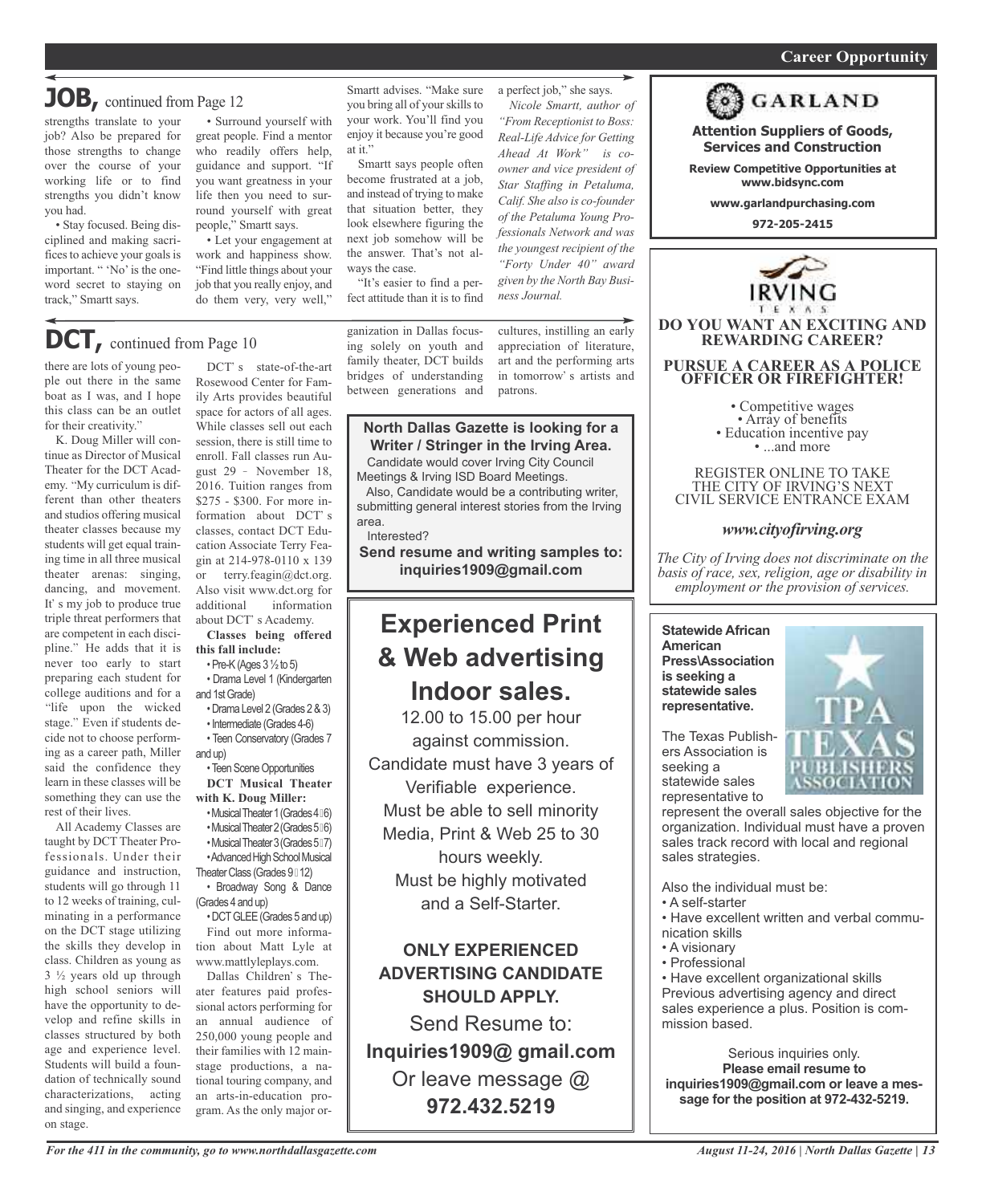## JOB, continued from Page 12

strengths translate to your job? Also be prepared for those strengths to change over the course of your working life or to find strengths you didn't know you had.

• Stay focused. Being disciplined and making sacrifices to achieve your goals is important. " 'No' is the one-word secret to staying on track," Smartt says.

• Surround yourself with great people. Find a mentor who readily offers help, guidance and support. "If you want greatness in your life then you need to surround yourself with great people," Smartt says.

• Let your engagement at work and happiness show. "Find little things about your job that you really enjoy, and do them very, very well," Smartt advises. "Make sure you bring all of your skills to your work. You'll find you enjoy it because you're good at it."

Smartt says people often become frustrated at a job, and instead of trying to make that situation better, they look elsewhere figuring the next job somehow will be the answer. That's not always the case.

"It's easier to find a perfect attitude than it is to find a perfect job," she says.

*Nicole Smartt, author of "From Receptionist to Boss: Real-Life Advice for Getting Ahead At Work" is co-owner and vice president of Star Staffing in Petaluma, Calif. She also is co-founder of the Petaluma Young Professionals Network and was the youngest recipient of the "Forty Under 40" award given by the North Bay Business Journal.*

## DCT, continued from Page 10

there are lots of young people out there in the same boat as I was, and I hope this class can be an outlet for their creativity."

K. Doug Miller will continue as Director of Musical Theater for the DCT Academy. "My curriculum is different than other theaters and studios offering musical theater classes because my students will get equal training time in all three musical theater arenas: singing, dancing, and movement. It's my job to produce true triple threat performers that are competent in each discipline." He adds that it is never too early to start preparing each student for college auditions and for a "life upon the wicked stage." Even if students decide not to choose performing as a career path, Miller said the confidence they learn in these classes will be something they can use the rest of their lives.

All Academy Classes are taught by DCT Theater Professionals. Under their guidance and instruction, students will go through 11 to 12 weeks of training, culminating in a performance on the DCT stage utilizing the skills they develop in class. Children as young as 3 ½ years old up through high school seniors will have the opportunity to develop and refine skills in classes structured by both age and experience level. Students will build a foundation of technically sound characterizations, acting and singing, and experience on stage.

DCT's state-of-the-art Rosewood Center for Family Arts provides beautiful space for actors of all ages. While classes sell out each session, there is still time to enroll. Fall classes run August 29 – November 18, 2016. Tuition ranges from $275 - $300. For more information about DCT's classes, contact DCT Education Associate Terry Feagin at 214-978-0110 x 139 or terry.feagin@dct.org. Also visit www.dct.org for additional information about DCT's Academy.

**Classes being offered this fall include:**

• Pre-K (Ages 3 ½ to 5)
• Drama Level 1 (Kindergarten and 1st Grade)
• Drama Level 2 (Grades 2 & 3)
• Intermediate (Grades 4-6)
• Teen Conservatory (Grades 7 and up)
• Teen Scene Opportunities

**DCT Musical Theater with K. Doug Miller:**

• Musical Theater 1 (Grades 4–6)
• Musical Theater 2 (Grades 5–6)
• Musical Theater 3 (Grades 5–7)
• Advanced High School Musical Theater Class (Grades 9–12)
• Broadway Song & Dance (Grades 4 and up)
• DCT GLEE (Grades 5 and up)

Find out more information about Matt Lyle at www.mattlyleplays.com.

Dallas Children's Theater features paid professional actors performing for an annual audience of 250,000 young people and their families with 12 mainstage productions, a national touring company, and an arts-in-education program. As the only major organization in Dallas focusing solely on youth and family theater, DCT builds bridges of understanding between generations and cultures, instilling an early appreciation of literature, art and the performing arts in tomorrow's artists and patrons.

---

**North Dallas Gazette is looking for a Writer / Stringer in the Irving Area.**

Candidate would cover Irving City Council Meetings & Irving ISD Board Meetings.

Also, Candidate would be a contributing writer, submitting general interest stories from the Irving area.

Interested?

**Send resume and writing samples to: inquiries1909@gmail.com**

---

# Experienced Print & Web advertising Indoor sales.

12.00 to 15.00 per hour against commission.

Candidate must have 3 years of Verifiable experience.

Must be able to sell minority Media, Print & Web 25 to 30 hours weekly.

Must be highly motivated and a Self-Starter.

**ONLY EXPERIENCED ADVERTISING CANDIDATE SHOULD APPLY.**

Send Resume to:

**Inquiries1909@ gmail.com**

Or leave message @

**972.432.5219**

---

**GARLAND**

**Attention Suppliers of Goods, Services and Construction**

**Review Competitive Opportunities at www.bidsync.com**

**www.garlandpurchasing.com**

**972-205-2415**

---

IRVING TEXAS

**DO YOU WANT AN EXCITING AND REWARDING CAREER?**

**PURSUE A CAREER AS A POLICE OFFICER OR FIREFIGHTER!**

• Competitive wages
• Array of benefits
• Education incentive pay
• ...and more

REGISTER ONLINE TO TAKE THE CITY OF IRVING'S NEXT CIVIL SERVICE ENTRANCE EXAM

***www.cityofirving.org***

*The City of Irving does not discriminate on the basis of race, sex, religion, age or disability in employment or the provision of services.*

---

**Statewide African American Press\Association is seeking a statewide sales representative.**

The Texas Publishers Association is seeking a statewide sales representative to represent the overall sales objective for the organization. Individual must have a proven sales track record with local and regional sales strategies.

Also the individual must be:

• A self-starter
• Have excellent written and verbal communication skills
• A visionary
• Professional
• Have excellent organizational skills

Previous advertising agency and direct sales experience a plus. Position is commission based.

Serious inquiries only.

**Please email resume to inquiries1909@gmail.com or leave a message for the position at 972-432-5219.**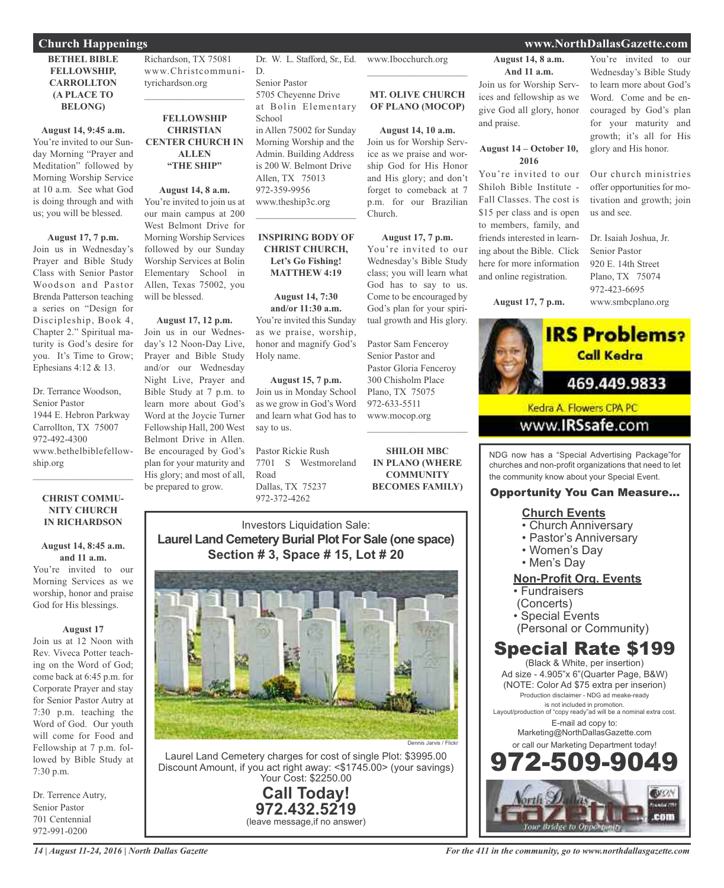## Church Happenings

### BETHEL BIBLE FELLOWSHIP, CARROLLTON (A PLACE TO BELONG)

**August 14, 9:45 a.m.**
You're invited to our Sunday Morning "Prayer and Meditation" followed by Morning Worship Service at 10 a.m. See what God is doing through and with us; you will be blessed.

**August 17, 7 p.m.**
Join us in Wednesday's Prayer and Bible Study Class with Senior Pastor Woodson and Pastor Brenda Patterson teaching a series on "Design for Discipleship, Book 4, Chapter 2." Spiritual maturity is God's desire for you. It's Time to Grow; Ephesians 4:12 & 13.

Dr. Terrance Woodson,
Senior Pastor
1944 E. Hebron Parkway
Carrollton, TX 75007
972-492-4300
www.bethelbiblefellowship.org

---

### CHRIST COMMUNITY CHURCH IN RICHARDSON

**August 14, 8:45 a.m. and 11 a.m.**
You're invited to our Morning Services as we worship, honor and praise God for His blessings.

**August 17**
Join us at 12 Noon with Rev. Viveca Potter teaching on the Word of God; come back at 6:45 p.m. for Corporate Prayer and stay for Senior Pastor Autry at 7:30 p.m. teaching the Word of God. Our youth will come for Food and Fellowship at 7 p.m. followed by Bible Study at 7:30 p.m.

Dr. Terrence Autry,
Senior Pastor
701 Centennial
Richardson, TX 75081
www.Christcommunityrichardson.org

---

### FELLOWSHIP CHRISTIAN CENTER CHURCH IN ALLEN "THE SHIP"

**August 14, 8 a.m.**
You're invited to join us at our main campus at 200 West Belmont Drive for Morning Worship Services followed by our Sunday Worship Services at Bolin Elementary School in Allen, Texas 75002, you will be blessed.

**August 17, 12 p.m.**
Join us in our Wednesday's 12 Noon-Day Live, Prayer and Bible Study and/or our Wednesday Night Live, Prayer and Bible Study at 7 p.m. to learn more about God's Word at the Joycie Turner Fellowship Hall, 200 West Belmont Drive in Allen. Be encouraged by God's plan for your maturity and His glory; and most of all, be prepared to grow.

Dr. W. L. Stafford, Sr., Ed. D.
Senior Pastor
5705 Cheyenne Drive at Bolin Elementary School in Allen 75002 for Sunday Morning Worship and the Admin. Building Address is 200 W. Belmont Drive Allen, TX 75013
972-359-9956
www.theship3c.org

---

### INSPIRING BODY OF CHRIST CHURCH, Let's Go Fishing! MATTHEW 4:19

**August 14, 7:30 and/or 11:30 a.m.**
You're invited this Sunday as we praise, worship, honor and magnify God's Holy name.

**August 15, 7 p.m.**
Join us in Monday School as we grow in God's Word and learn what God has to say to us.

Pastor Rickie Rush
7701 S Westmoreland Road
Dallas, TX 75237
972-372-4262
www.Ibocchurch.org

---

### MT. OLIVE CHURCH OF PLANO (MOCOP)

**August 14, 10 a.m.**
Join us for Worship Service as we praise and worship God for His Honor and His glory; and don't forget to comeback at 7 p.m. for our Brazilian Church.

**August 17, 7 p.m.**
You're invited to our Wednesday's Bible Study class; you will learn what God has to say to us. Come to be encouraged by God's plan for your spiritual growth and His glory.

Pastor Sam Fenceroy
Senior Pastor and
Pastor Gloria Fenceroy
300 Chisholm Place
Plano, TX 75075
972-633-5511
www.mocop.org

---

### SHILOH MBC IN PLANO (WHERE COMMUNITY BECOMES FAMILY)

**August 14, 8 a.m. And 11 a.m.**
Join us for Worship Services and fellowship as we give God all glory, honor and praise.

**August 14 – October 10, 2016**
You're invited to our Shiloh Bible Institute - Fall Classes. The cost is $15 per class and is open to members, family, and friends interested in learning about the Bible. Click here for more information and online registration.

**August 17, 7 p.m.**
You're invited to our Wednesday's Bible Study to learn more about God's Word. Come and be encouraged by God's plan for your maturity and growth; it's all for His glory and His honor.

Our church ministries offer opportunities for motivation and growth; join us and see.

Dr. Isaiah Joshua, Jr.
Senior Pastor
920 E. 14th Street
Plano, TX 75074
972-423-6695
www.smbcplano.org

---

Investors Liquidation Sale:
**Laurel Land Cemetery Burial Plot For Sale (one space)**
**Section # 3, Space # 15, Lot # 20**

Dennis Jarvis / Flickr

Laurel Land Cemetery charges for cost of single Plot: $3995.00
Discount Amount, if you act right away: <$1745.00> (your savings)
Your Cost: $2250.00

**Call Today!**
**972.432.5219**
(leave message,if no answer)

---

**IRS Problems? Call Kedra**
469.449.9833
Kedra A. Flowers CPA PC
www.IRSsafe.com

---

NDG now has a "Special Advertising Package"for churches and non-profit organizations that need to let the community know about your Special Event.

**Opportunity You Can Measure...**

**Church Events**
- Church Anniversary
- Pastor's Anniversary
- Women's Day
- Men's Day

**Non-Profit Org. Events**
- Fundraisers (Concerts)
- Special Events (Personal or Community)

**Special Rate $199**
(Black & White, per insertion)
Ad size - 4.905"x 6"(Quarter Page, B&W)
(NOTE: Color Ad $75 extra per inserion)
Production disclaimer - NDG ad meake-ready is not included in promotion.
Layout/production of "copy ready"ad will be a nominal extra cost.
E-mail ad copy to:
Marketing@NorthDallasGazette.com
or call our Marketing Department today!
**972-509-9049**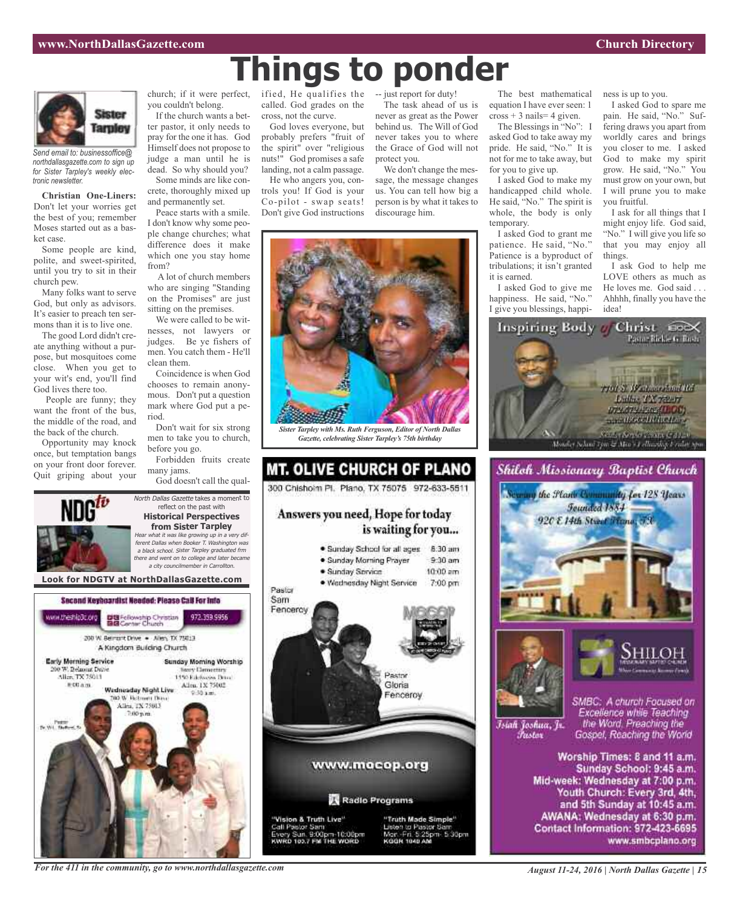# Things to ponder

Send email to: businessoffice@northdallasgazette.com to sign up for Sister Tarpley's weekly electronic newsletter.

**Christian One-Liners:** Don't let your worries get the best of you; remember Moses started out as a basket case.

Some people are kind, polite, and sweet-spirited, until you try to sit in their church pew.

Many folks want to serve God, but only as advisors. It's easier to preach ten sermons than it is to live one.

The good Lord didn't create anything without a purpose, but mosquitoes come close. When you get to your wit's end, you'll find God lives there too.

People are funny; they want the front of the bus, the middle of the road, and the back of the church.

Opportunity may knock once, but temptation bangs on your front door forever. Quit griping about your church; if it were perfect, you couldn't belong.

If the church wants a better pastor, it only needs to pray for the one it has. God Himself does not propose to judge a man until he is dead. So why should you?

Some minds are like concrete, thoroughly mixed up and permanently set.

Peace starts with a smile. I don't know why some people change churches; what difference does it make which one you stay home from?

A lot of church members who are singing "Standing on the Promises" are just sitting on the premises.

We were called to be witnesses, not lawyers or judges. Be ye fishers of men. You catch them - He'll clean them.

Coincidence is when God chooses to remain anonymous. Don't put a question mark where God put a period.

Don't wait for six strong men to take you to church, before you go.

Forbidden fruits create many jams.

God doesn't call the qualified, He qualifies the called. God grades on the cross, not the curve.

God loves everyone, but probably prefers "fruit of the spirit" over "religious nuts!" God promises a safe landing, not a calm passage.

He who angers you, controls you! If God is your Co-pilot - swap seats! Don't give God instructions -- just report for duty!

The task ahead of us is never as great as the Power behind us. The Will of God never takes you to where the Grace of God will not protect you.

We don't change the message, the message changes us. You can tell how big a person is by what it takes to discourage him.

The best mathematical equation I have ever seen: 1 cross + 3 nails= 4 given.

The Blessings in "No": I asked God to take away my pride. He said, "No." It is not for me to take away, but for you to give up.

I asked God to make my handicapped child whole. He said, "No." The spirit is whole, the body is only temporary.

I asked God to grant me patience. He said, "No." Patience is a byproduct of tribulations; it isn't granted it is earned.

I asked God to give me happiness. He said, "No." I give you blessings, happiness is up to you.

I asked God to spare me pain. He said, "No." Suffering draws you apart from worldly cares and brings you closer to me. I asked God to make my spirit grow. He said, "No." You must grow on your own, but I will prune you to make you fruitful.

I ask for all things that I might enjoy life. God said, "No." I will give you life so that you may enjoy all things.

I ask God to help me LOVE others as much as He loves me. God said . . . Ahhhh, finally you have the idea!

*Sister Tarpley with Ms. Ruth Ferguson, Editor of North Dallas Gazette, celebrating Sister Tarpley's 75th birthday*

---

*North Dallas Gazette* takes a moment to reflect on the past with **Historical Perspectives from Sister Tarpley**

*Hear what it was like growing up in a very different Dallas when Booker T. Washington was a black school. Sister Tarpley graduated frm there and went on to college and later became a city councilmember in Carrollton.*

**Look for NDGTV at NorthDallasGazette.com**

---

**Second Keyboardist Needed: Please Call For Info**

www.theship3c.org | Fellowship Christian Center Church | 972.359.9956

200 W. Belmont Drive • Allen, TX 75013
A Kingdom Building Church

**Early Morning Service**
200 W. Belmont Drive
Allen, TX 75013
8:00 a.m.

**Sunday Morning Worship**
Story Elementary
1550 Edelweiss Drive
Allen, TX 75002
9:30 a.m.

**Wednesday Night Live**
200 W. Belmont Drive
Allen, TX 75013
7:00 p.m.

Pastor Dr. W.L. Stafford, Sr.

---

## MT. OLIVE CHURCH OF PLANO

300 Chisholm Pl. Plano, TX 75075 972-633-5511

**Answers you need, Hope for today is waiting for you...**

- Sunday School for all ages 8:30 am
- Sunday Morning Prayer 9:30 am
- Sunday Service 10:00 am
- Wednesday Night Service 7:00 pm

Pastor Sam Fenceroy

Pastor Gloria Fenceroy

www.mocop.org

**Radio Programs**

"Vision & Truth Live"
Call Pastor Sam
Every Sun. 9:00pm-10:00pm
KWRD 100.7 FM THE WORD

"Truth Made Simple"
Listen to Pastor Sam
Mon.-Fri. 5:25pm- 5:30pm
KGGR 1040 AM

---

## Inspiring Body of Christ

Pastor Richie G. Butler

7701 S. Westmoreland Rd.
Dallas, TX 75237
972-372-4262 (IBOC)
www.IBOCCHURCH.org

Sunday Service 8:00 & 11 a.m.
Monday School 7pm & Men's Fellowship Friday 7pm

---

## Shiloh Missionary Baptist Church

Serving the Plano Community for 128 Years
Founded 1884
920 E 14th Street Plano, TX

SHILOH Missionary Baptist Church

Isiah Joshua, Jr. Pastor

SMBC: A church Focused on Excellence while Teaching the Word, Preaching the Gospel, Reaching the World

Worship Times: 8 and 11 a.m.
Sunday School: 9:45 a.m.
Mid-week: Wednesday at 7:00 p.m.
Youth Church: Every 3rd, 4th, and 5th Sunday at 10:45 a.m.
AWANA: Wednesday at 6:30 p.m.
Contact Information: 972-423-6695
www.smbcplano.org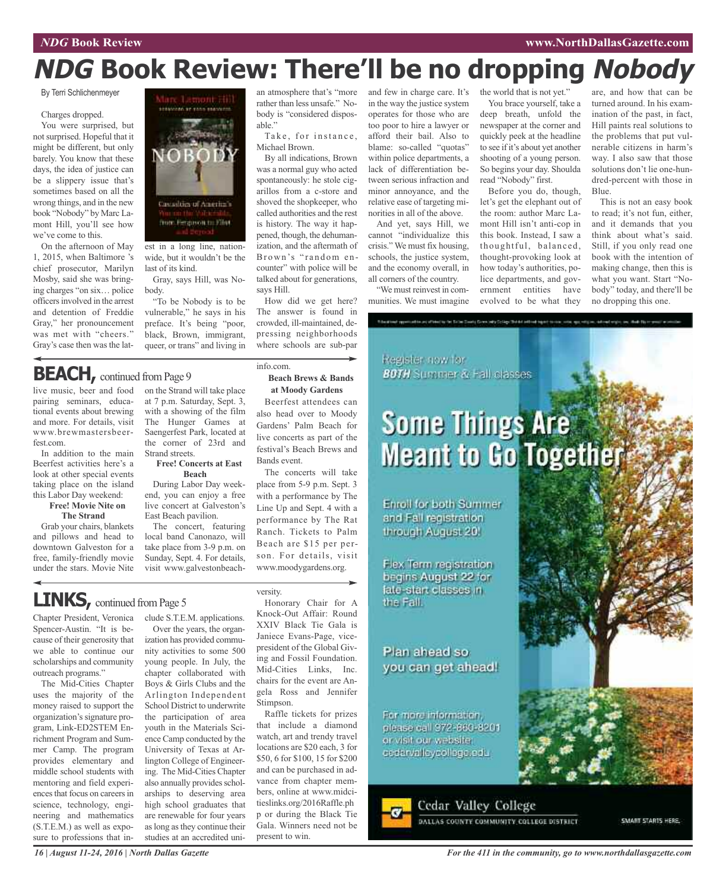# NDG Book Review: There'll be no dropping *Nobody*

By Terri Schlichenmeyer

Charges dropped.

You were surprised, but not surprised. Hopeful that it might be different, but only barely. You know that these days, the idea of justice can be a slippery issue that's sometimes based on all the wrong things, and in the new book "Nobody" by Marc Lamont Hill, you'll see how we've come to this.

On the afternoon of May 1, 2015, when Baltimore 's chief prosecutor, Marilyn Mosby, said she was bringing charges "on six… police officers involved in the arrest and detention of Freddie Gray," her pronouncement was met with "cheers." Gray's case then was the latest in a long line, nationwide, but it wouldn't be the last of its kind.

Gray, says Hill, was Nobody.

"To be Nobody is to be vulnerable," he says in his preface. It's being "poor, black, Brown, immigrant, queer, or trans" and living in an atmosphere that's "more rather than less unsafe." Nobody is "considered disposable."

Take, for instance, Michael Brown.

By all indications, Brown was a normal guy who acted spontaneously: he stole cigarillos from a c-store and shoved the shopkeeper, who called authorities and the rest is history. The way it happened, though, the dehumanization, and the aftermath of Brown's "random encounter" with police will be talked about for generations, says Hill.

How did we get here? The answer is found in crowded, ill-maintained, depressing neighborhoods where schools are sub-par and few in charge care. It's in the way the justice system operates for those who are too poor to hire a lawyer or afford their bail. Also to blame: so-called "quotas" within police departments, a lack of differentiation between serious infraction and minor annoyance, and the relative ease of targeting minorities in all of the above.

And yet, says Hill, we cannot "individualize this crisis." We must fix housing, schools, the justice system, and the economy overall, in all corners of the country.

"We must reinvest in communities. We must imagine the world that is not yet."

You brace yourself, take a deep breath, unfold the newspaper at the corner and quickly peek at the headline to see if it's about yet another shooting of a young person. So begins your day. Shoulda read "Nobody" first.

Before you do, though, let's get the elephant out of the room: author Marc Lamont Hill isn't anti-cop in this book. Instead, I saw a thoughtful, balanced, thought-provoking look at how today's authorities, police departments, and government entities have evolved to be what they are, and how that can be turned around. In his examination of the past, in fact, Hill paints real solutions to the problems that put vulnerable citizens in harm's way. I also saw that those solutions don't lie one-hundred-percent with those in Blue.

This is not an easy book to read; it's not fun, either, and it demands that you think about what's said. Still, if you only read one book with the intention of making change, then this is what you want. Start "Nobody" today, and there'll be no dropping this one.

## BEACH, continued from Page 9

live music, beer and food pairing seminars, educational events about brewing and more. For details, visit www.brewmastersbeerfest.com.

In addition to the main Beerfest activities here's a look at other special events taking place on the island this Labor Day weekend:

**Free! Movie Nite on The Strand**

Grab your chairs, blankets and pillows and head to downtown Galveston for a free, family-friendly movie under the stars. Movie Nite on the Strand will take place at 7 p.m. Saturday, Sept. 3, with a showing of the film The Hunger Games at Saengerfest Park, located at the corner of 23rd and Strand streets.

**Free! Concerts at East Beach**

During Labor Day weekend, you can enjoy a free live concert at Galveston's East Beach pavilion.

The concert, featuring local band Canonazo, will take place from 3-9 p.m. on Sunday, Sept. 4. For details, visit www.galvestonbeachinfo.com.

**Beach Brews & Bands at Moody Gardens**

Beerfest attendees can also head over to Moody Gardens' Palm Beach for live concerts as part of the festival's Beach Brews and Bands event.

The concerts will take place from 5-9 p.m. Sept. 3 with a performance by The Line Up and Sept. 4 with a performance by The Rat Ranch. Tickets to Palm Beach are $15 per person. For details, visit www.moodygardens.org.

## LINKS, continued from Page 5

Chapter President, Veronica Spencer-Austin. "It is because of their generosity that we able to continue our scholarships and community outreach programs."

The Mid-Cities Chapter uses the majority of the money raised to support the organization's signature program, Link-ED2STEM Enrichment Program and Summer Camp. The program provides elementary and middle school students with mentoring and field experiences that focus on careers in science, technology, engineering and mathematics (S.T.E.M.) as well as exposure to professions that include S.T.E.M. applications.

Over the years, the organization has provided community activities to some 500 young people. In July, the chapter collaborated with Boys & Girls Clubs and the Arlington Independent School District to underwrite the participation of area youth in the Materials Science Camp conducted by the University of Texas at Arlington College of Engineering. The Mid-Cities Chapter also annually provides scholarships to deserving area high school graduates that are renewable for four years as long as they continue their studies at an accredited university.

Honorary Chair for A Knock-Out Affair: Round XXIV Black Tie Gala is Janiece Evans-Page, vice-president of the Global Giving and Fossil Foundation. Mid-Cities Links, Inc. chairs for the event are Angela Ross and Jennifer Stimpson.

Raffle tickets for prizes that include a diamond watch, art and trendy travel locations are $20 each, 3 for $50, 6 for $100, 15 for $200 and can be purchased in advance from chapter members, online at www.midcitieslinks.org/2016Raffle.php or during the Black Tie Gala. Winners need not be present to win.

Register now for **BOTH** Summer & Fall classes

Some Things Are Meant to Go Together

Enroll for both Summer and Fall registration through August 20!

Flex Term registration begins August 22 for late-start classes in the Fall.

Plan ahead so you can get ahead!

For more information, please call 972-860-8201 or visit our website: cedarvalleycollege.edu

Cedar Valley College
DALLAS COUNTY COMMUNITY COLLEGE DISTRICT

SMART STARTS HERE.